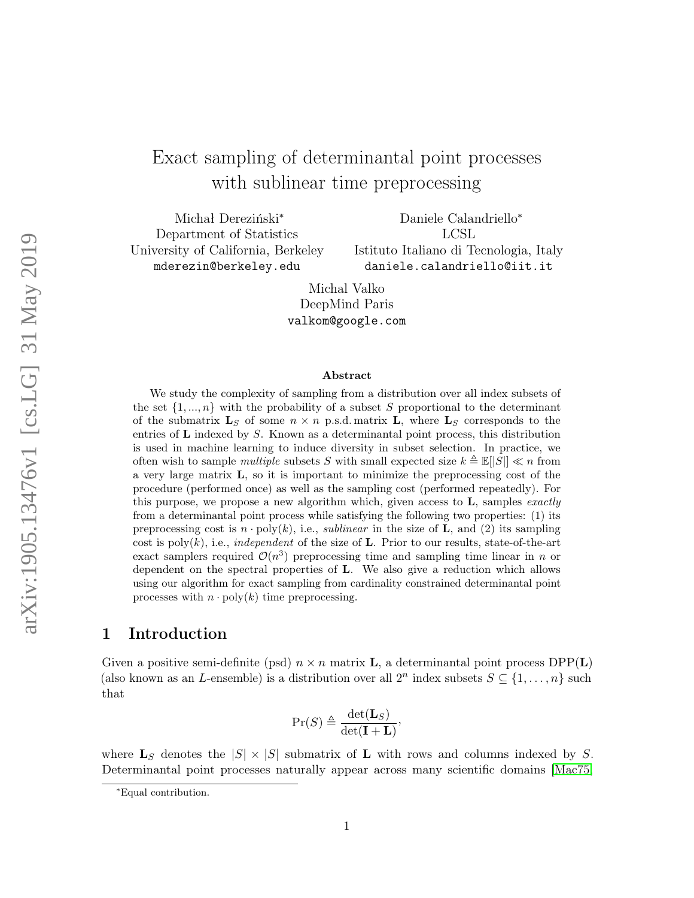# Exact sampling of determinantal point processes with sublinear time preprocessing

Michał Dereziński*
Department of Statistics
University of California, Berkeley
mderezin@berkeley.edu

Daniele Calandriello*
LCSL
Istituto Italiano di Tecnologia, Italy
daniele.calandriello@iit.it

Michal Valko
DeepMind Paris
valkom@google.com

### Abstract

We study the complexity of sampling from a distribution over all index subsets of the set $\{1, ..., n\}$ with the probability of a subset $S$ proportional to the determinant of the submatrix $\mathbf{L}_S$ of some $n \times n$ p.s.d. matrix $\mathbf{L}$, where $\mathbf{L}_S$ corresponds to the entries of $\mathbf{L}$ indexed by $S$. Known as a determinantal point process, this distribution is used in machine learning to induce diversity in subset selection. In practice, we often wish to sample *multiple* subsets $S$ with small expected size $k \triangleq \mathbb{E}[|S|] \ll n$ from a very large matrix $\mathbf{L}$, so it is important to minimize the preprocessing cost of the procedure (performed once) as well as the sampling cost (performed repeatedly). For this purpose, we propose a new algorithm which, given access to $\mathbf{L}$, samples *exactly* from a determinantal point process while satisfying the following two properties: (1) its preprocessing cost is $n \cdot \mathrm{poly}(k)$, i.e., *sublinear* in the size of $\mathbf{L}$, and (2) its sampling cost is $\mathrm{poly}(k)$, i.e., *independent* of the size of $\mathbf{L}$. Prior to our results, state-of-the-art exact samplers required $\mathcal{O}(n^3)$ preprocessing time and sampling time linear in $n$ or dependent on the spectral properties of $\mathbf{L}$. We also give a reduction which allows using our algorithm for exact sampling from cardinality constrained determinantal point processes with $n \cdot \mathrm{poly}(k)$ time preprocessing.

## 1 Introduction

Given a positive semi-definite (psd) $n \times n$ matrix $\mathbf{L}$, a determinantal point process $\mathrm{DPP}(\mathbf{L})$ (also known as an $L$-ensemble) is a distribution over all $2^n$ index subsets $S \subseteq \{1, \ldots, n\}$ such that

$$\Pr(S) \triangleq \frac{\det(\mathbf{L}_S)}{\det(\mathbf{I} + \mathbf{L})},$$

where $\mathbf{L}_S$ denotes the $|S| \times |S|$ submatrix of $\mathbf{L}$ with rows and columns indexed by $S$. Determinantal point processes naturally appear across many scientific domains [Mac75,

*Equal contribution.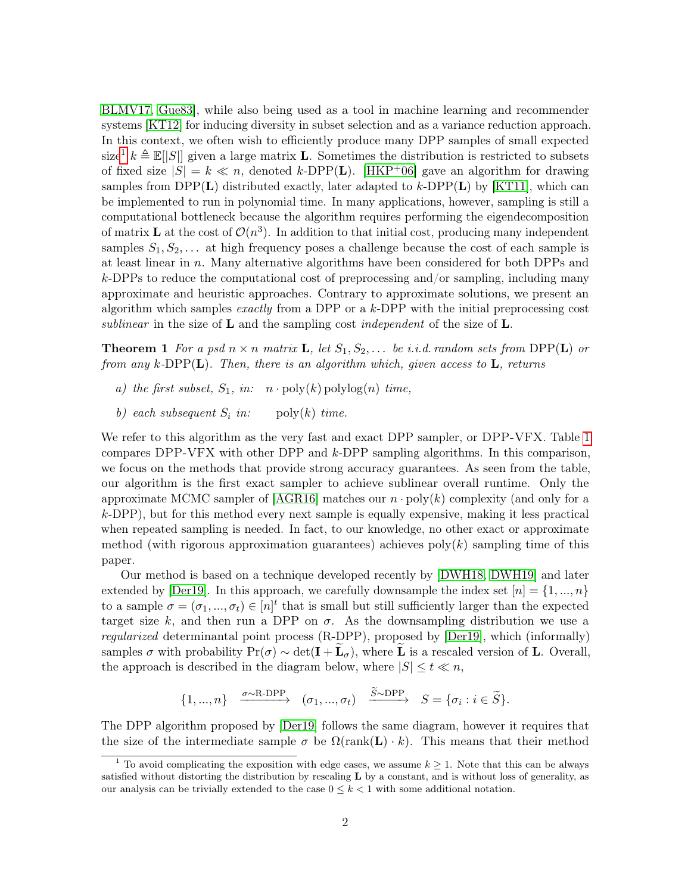BLMV17, Gue83], while also being used as a tool in machine learning and recommender systems [KT12] for inducing diversity in subset selection and as a variance reduction approach. In this context, we often wish to efficiently produce many DPP samples of small expected size[1] $k \triangleq \mathbb{E}[|S|]$ given a large matrix $\mathbf{L}$. Sometimes the distribution is restricted to subsets of fixed size $|S| = k \ll n$, denoted $k$-DPP($\mathbf{L}$). [HKP+06] gave an algorithm for drawing samples from DPP($\mathbf{L}$) distributed exactly, later adapted to $k$-DPP($\mathbf{L}$) by [KT11], which can be implemented to run in polynomial time. In many applications, however, sampling is still a computational bottleneck because the algorithm requires performing the eigendecomposition of matrix $\mathbf{L}$ at the cost of $\mathcal{O}(n^3)$. In addition to that initial cost, producing many independent samples $S_1, S_2, \ldots$ at high frequency poses a challenge because the cost of each sample is at least linear in $n$. Many alternative algorithms have been considered for both DPPs and $k$-DPPs to reduce the computational cost of preprocessing and/or sampling, including many approximate and heuristic approaches. Contrary to approximate solutions, we present an algorithm which samples *exactly* from a DPP or a $k$-DPP with the initial preprocessing cost *sublinear* in the size of $\mathbf{L}$ and the sampling cost *independent* of the size of $\mathbf{L}$.

**Theorem 1** *For a psd $n \times n$ matrix $\mathbf{L}$, let $S_1, S_2, \ldots$ be i.i.d. random sets from DPP($\mathbf{L}$) or from any $k$-DPP($\mathbf{L}$). Then, there is an algorithm which, given access to $\mathbf{L}$, returns*

*a) the first subset, $S_1$, in: $\quad n \cdot \mathrm{poly}(k)\,\mathrm{polylog}(n)$ time,*

*b) each subsequent $S_i$ in: $\quad \mathrm{poly}(k)$ time.*

We refer to this algorithm as the very fast and exact DPP sampler, or DPP-VFX. Table 1 compares DPP-VFX with other DPP and $k$-DPP sampling algorithms. In this comparison, we focus on the methods that provide strong accuracy guarantees. As seen from the table, our algorithm is the first exact sampler to achieve sublinear overall runtime. Only the approximate MCMC sampler of [AGR16] matches our $n \cdot \mathrm{poly}(k)$ complexity (and only for a $k$-DPP), but for this method every next sample is equally expensive, making it less practical when repeated sampling is needed. In fact, to our knowledge, no other exact or approximate method (with rigorous approximation guarantees) achieves $\mathrm{poly}(k)$ sampling time of this paper.

Our method is based on a technique developed recently by [DWH18, DWH19] and later extended by [Der19]. In this approach, we carefully downsample the index set $[n] = \{1, ..., n\}$ to a sample $\sigma = (\sigma_1, ..., \sigma_t) \in [n]^t$ that is small but still sufficiently larger than the expected target size $k$, and then run a DPP on $\sigma$. As the downsampling distribution we use a *regularized* determinantal point process (R-DPP), proposed by [Der19], which (informally) samples $\sigma$ with probability $\Pr(\sigma) \sim \det(\mathbf{I} + \widetilde{\mathbf{L}}_\sigma)$, where $\widetilde{\mathbf{L}}$ is a rescaled version of $\mathbf{L}$. Overall, the approach is described in the diagram below, where $|S| \leq t \ll n$,

$$\{1, ..., n\} \quad \xrightarrow{\sigma \sim \text{R-DPP}} \quad (\sigma_1, ..., \sigma_t) \quad \xrightarrow{\widetilde{S} \sim \text{DPP}} \quad S = \{\sigma_i : i \in \widetilde{S}\}.$$

The DPP algorithm proposed by [Der19] follows the same diagram, however it requires that the size of the intermediate sample $\sigma$ be $\Omega(\mathrm{rank}(\mathbf{L}) \cdot k)$. This means that their method

[1] To avoid complicating the exposition with edge cases, we assume $k \geq 1$. Note that this can be always satisfied without distorting the distribution by rescaling $\mathbf{L}$ by a constant, and is without loss of generality, as our analysis can be trivially extended to the case $0 \leq k < 1$ with some additional notation.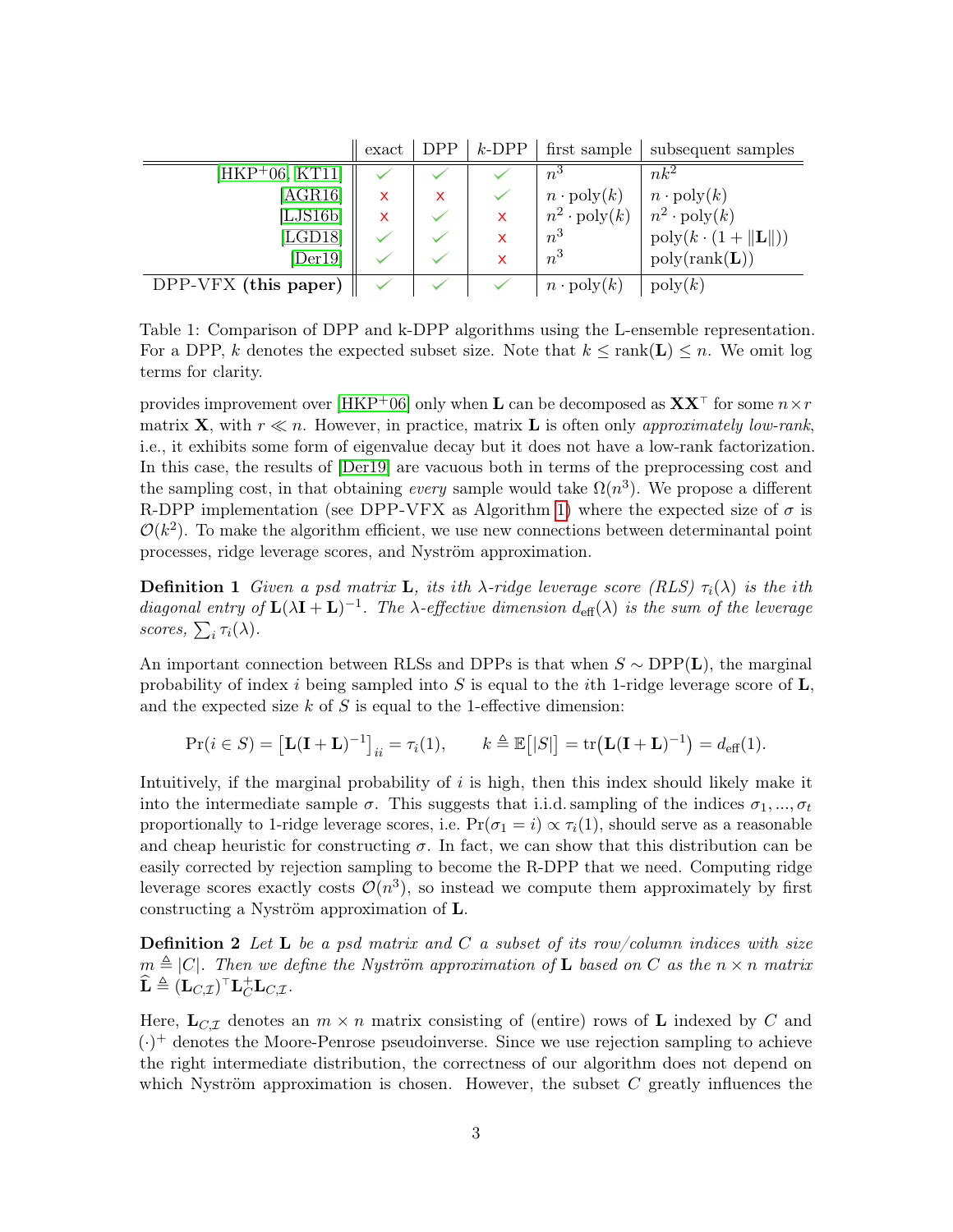| | exact | DPP | $k$-DPP | first sample | subsequent samples |
|---|---|---|---|---|---|
| [HKP+06, KT11] | ✓ | ✓ | ✓ | $n^3$ | $nk^2$ |
| [AGR16] | ✗ | ✗ | ✓ | $n \cdot \mathrm{poly}(k)$ | $n \cdot \mathrm{poly}(k)$ |
| [LJS16b] | ✗ | ✓ | ✗ | $n^2 \cdot \mathrm{poly}(k)$ | $n^2 \cdot \mathrm{poly}(k)$ |
| [LGD18] | ✓ | ✓ | ✗ | $n^3$ | $\mathrm{poly}(k \cdot (1 + \|\mathbf{L}\|))$ |
| [Der19] | ✓ | ✓ | ✗ | $n^3$ | $\mathrm{poly}(\mathrm{rank}(\mathbf{L}))$ |
| DPP-VFX **(this paper)** | ✓ | ✓ | ✓ | $n \cdot \mathrm{poly}(k)$ | $\mathrm{poly}(k)$ |

Table 1: Comparison of DPP and k-DPP algorithms using the L-ensemble representation. For a DPP, $k$ denotes the expected subset size. Note that $k \le \mathrm{rank}(\mathbf{L}) \le n$. We omit log terms for clarity.

provides improvement over [HKP+06] only when $\mathbf{L}$ can be decomposed as $\mathbf{X}\mathbf{X}^\top$ for some $n \times r$ matrix $\mathbf{X}$, with $r \ll n$. However, in practice, matrix $\mathbf{L}$ is often only *approximately low-rank*, i.e., it exhibits some form of eigenvalue decay but it does not have a low-rank factorization. In this case, the results of [Der19] are vacuous both in terms of the preprocessing cost and the sampling cost, in that obtaining *every* sample would take $\Omega(n^3)$. We propose a different R-DPP implementation (see DPP-VFX as Algorithm 1) where the expected size of $\sigma$ is $\mathcal{O}(k^2)$. To make the algorithm efficient, we use new connections between determinantal point processes, ridge leverage scores, and Nyström approximation.

**Definition 1** *Given a psd matrix* $\mathbf{L}$*, its ith* $\lambda$*-ridge leverage score (RLS)* $\tau_i(\lambda)$ *is the ith diagonal entry of* $\mathbf{L}(\lambda\mathbf{I} + \mathbf{L})^{-1}$*. The* $\lambda$*-effective dimension* $d_{\mathrm{eff}}(\lambda)$ *is the sum of the leverage scores,* $\sum_i \tau_i(\lambda)$*.*

An important connection between RLSs and DPPs is that when $S \sim \mathrm{DPP}(\mathbf{L})$, the marginal probability of index $i$ being sampled into $S$ is equal to the $i$th 1-ridge leverage score of $\mathbf{L}$, and the expected size $k$ of $S$ is equal to the 1-effective dimension:

$$\Pr(i \in S) = \left[\mathbf{L}(\mathbf{I} + \mathbf{L})^{-1}\right]_{ii} = \tau_i(1), \qquad k \triangleq \mathbb{E}\big[|S|\big] = \mathrm{tr}\big(\mathbf{L}(\mathbf{I} + \mathbf{L})^{-1}\big) = d_{\mathrm{eff}}(1).$$

Intuitively, if the marginal probability of $i$ is high, then this index should likely make it into the intermediate sample $\sigma$. This suggests that i.i.d. sampling of the indices $\sigma_1, ..., \sigma_t$ proportionally to 1-ridge leverage scores, i.e. $\Pr(\sigma_1 = i) \propto \tau_i(1)$, should serve as a reasonable and cheap heuristic for constructing $\sigma$. In fact, we can show that this distribution can be easily corrected by rejection sampling to become the R-DPP that we need. Computing ridge leverage scores exactly costs $\mathcal{O}(n^3)$, so instead we compute them approximately by first constructing a Nyström approximation of $\mathbf{L}$.

**Definition 2** *Let* $\mathbf{L}$ *be a psd matrix and* $C$ *a subset of its row/column indices with size* $m \triangleq |C|$*. Then we define the Nyström approximation of* $\mathbf{L}$ *based on* $C$ *as the* $n \times n$ *matrix* $\widehat{\mathbf{L}} \triangleq (\mathbf{L}_{C,\mathcal{I}})^\top \mathbf{L}_C^+ \mathbf{L}_{C,\mathcal{I}}$*.*

Here, $\mathbf{L}_{C,\mathcal{I}}$ denotes an $m \times n$ matrix consisting of (entire) rows of $\mathbf{L}$ indexed by $C$ and $(\cdot)^+$ denotes the Moore-Penrose pseudoinverse. Since we use rejection sampling to achieve the right intermediate distribution, the correctness of our algorithm does not depend on which Nyström approximation is chosen. However, the subset $C$ greatly influences the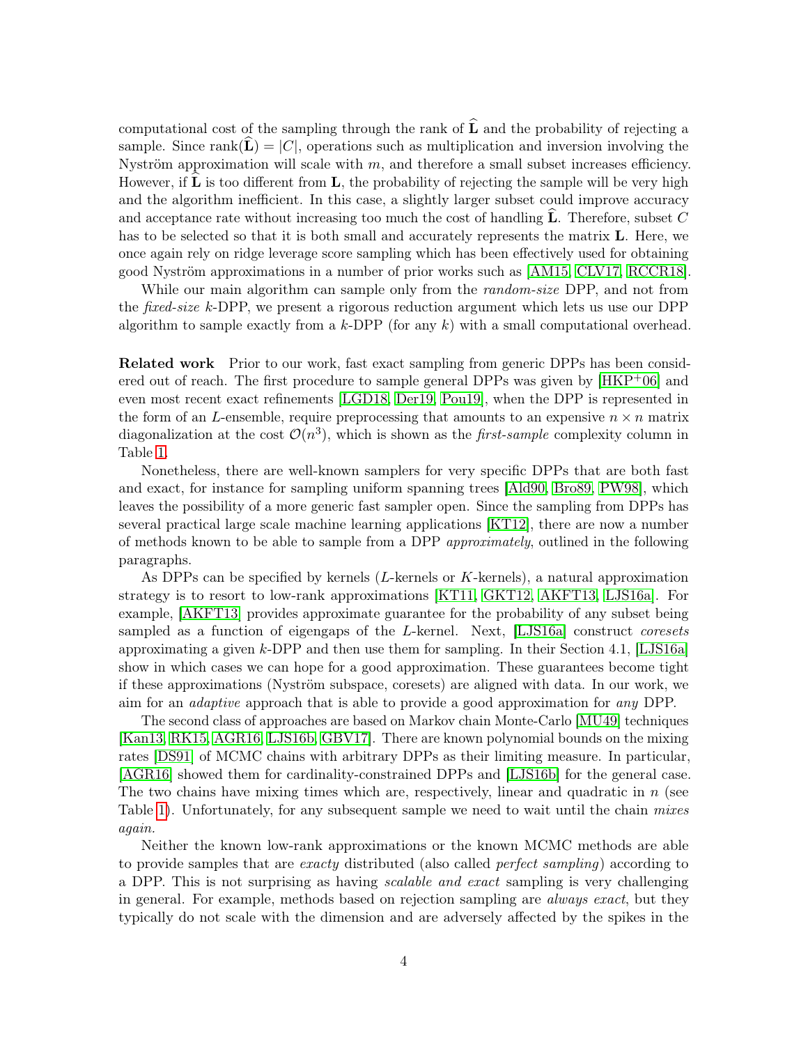computational cost of the sampling through the rank of $\widehat{\mathbf{L}}$ and the probability of rejecting a sample. Since $\mathrm{rank}(\widehat{\mathbf{L}}) = |C|$, operations such as multiplication and inversion involving the Nyström approximation will scale with $m$, and therefore a small subset increases efficiency. However, if $\widehat{\mathbf{L}}$ is too different from $\mathbf{L}$, the probability of rejecting the sample will be very high and the algorithm inefficient. In this case, a slightly larger subset could improve accuracy and acceptance rate without increasing too much the cost of handling $\widehat{\mathbf{L}}$. Therefore, subset $C$ has to be selected so that it is both small and accurately represents the matrix $\mathbf{L}$. Here, we once again rely on ridge leverage score sampling which has been effectively used for obtaining good Nyström approximations in a number of prior works such as [AM15, CLV17, RCCR18].

While our main algorithm can sample only from the *random-size* DPP, and not from the *fixed-size* $k$-DPP, we present a rigorous reduction argument which lets us use our DPP algorithm to sample exactly from a $k$-DPP (for any $k$) with a small computational overhead.

**Related work** Prior to our work, fast exact sampling from generic DPPs has been considered out of reach. The first procedure to sample general DPPs was given by [HKP+06] and even most recent exact refinements [LGD18, Der19, Pou19], when the DPP is represented in the form of an $L$-ensemble, require preprocessing that amounts to an expensive $n \times n$ matrix diagonalization at the cost $\mathcal{O}(n^3)$, which is shown as the *first-sample* complexity column in Table 1.

Nonetheless, there are well-known samplers for very specific DPPs that are both fast and exact, for instance for sampling uniform spanning trees [Ald90, Bro89, PW98], which leaves the possibility of a more generic fast sampler open. Since the sampling from DPPs has several practical large scale machine learning applications [KT12], there are now a number of methods known to be able to sample from a DPP *approximately*, outlined in the following paragraphs.

As DPPs can be specified by kernels ($L$-kernels or $K$-kernels), a natural approximation strategy is to resort to low-rank approximations [KT11, GKT12, AKFT13, LJS16a]. For example, [AKFT13] provides approximate guarantee for the probability of any subset being sampled as a function of eigengaps of the $L$-kernel. Next, [LJS16a] construct *coresets* approximating a given $k$-DPP and then use them for sampling. In their Section 4.1, [LJS16a] show in which cases we can hope for a good approximation. These guarantees become tight if these approximations (Nyström subspace, coresets) are aligned with data. In our work, we aim for an *adaptive* approach that is able to provide a good approximation for *any* DPP.

The second class of approaches are based on Markov chain Monte-Carlo [MU49] techniques [Kan13, RK15, AGR16, LJS16b, GBV17]. There are known polynomial bounds on the mixing rates [DS91] of MCMC chains with arbitrary DPPs as their limiting measure. In particular, [AGR16] showed them for cardinality-constrained DPPs and [LJS16b] for the general case. The two chains have mixing times which are, respectively, linear and quadratic in $n$ (see Table 1). Unfortunately, for any subsequent sample we need to wait until the chain *mixes again*.

Neither the known low-rank approximations or the known MCMC methods are able to provide samples that are *exacty* distributed (also called *perfect sampling*) according to a DPP. This is not surprising as having *scalable and exact* sampling is very challenging in general. For example, methods based on rejection sampling are *always exact*, but they typically do not scale with the dimension and are adversely affected by the spikes in the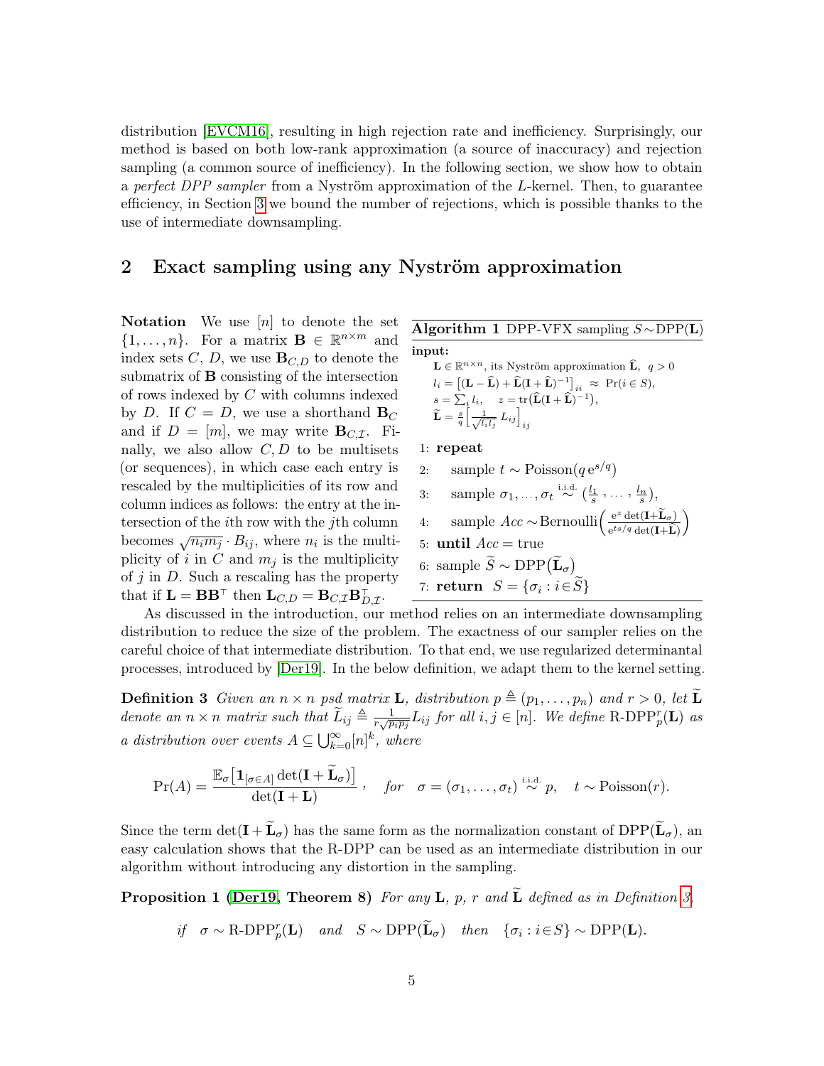distribution [EVCM16], resulting in high rejection rate and inefficiency. Surprisingly, our method is based on both low-rank approximation (a source of inaccuracy) and rejection sampling (a common source of inefficiency). In the following section, we show how to obtain a *perfect DPP sampler* from a Nyström approximation of the $L$-kernel. Then, to guarantee efficiency, in Section 3 we bound the number of rejections, which is possible thanks to the use of intermediate downsampling.

## 2 Exact sampling using any Nyström approximation

**Notation** We use $[n]$ to denote the set $\{1, \dots, n\}$. For a matrix $\mathbf{B} \in \mathbb{R}^{n\times m}$ and index sets $C$, $D$, we use $\mathbf{B}_{C,D}$ to denote the submatrix of $\mathbf{B}$ consisting of the intersection of rows indexed by $C$ with columns indexed by $D$. If $C = D$, we use a shorthand $\mathbf{B}_C$ and if $D = [m]$, we may write $\mathbf{B}_{C,\mathcal{I}}$. Finally, we also allow $C, D$ to be multisets (or sequences), in which case each entry is rescaled by the multiplicities of its row and column indices as follows: the entry at the intersection of the $i$th row with the $j$th column becomes $\sqrt{n_i m_j} \cdot B_{ij}$, where $n_i$ is the multiplicity of $i$ in $C$ and $m_j$ is the multiplicity of $j$ in $D$. Such a rescaling has the property that if $\mathbf{L} = \mathbf{B}\mathbf{B}^\top$ then $\mathbf{L}_{C,D} = \mathbf{B}_{C,\mathcal{I}}\mathbf{B}_{D,\mathcal{I}}^\top$.

**Algorithm 1** DPP-VFX sampling $S \sim \mathrm{DPP}(\mathbf{L})$

**input:**
$\mathbf{L} \in \mathbb{R}^{n\times n}$, its Nyström approximation $\widehat{\mathbf{L}}$, $q > 0$
$l_i = \big[(\mathbf{L} - \widehat{\mathbf{L}}) + \widehat{\mathbf{L}}(\mathbf{I} + \widehat{\mathbf{L}})^{-1}\big]_{ii} \approx \Pr(i \in S)$,
$s = \sum_i l_i, \quad z = \mathrm{tr}(\widehat{\mathbf{L}}(\mathbf{I} + \widehat{\mathbf{L}})^{-1})$,
$\widetilde{\mathbf{L}} = \frac{s}{q}\Big[\frac{1}{\sqrt{l_i l_j}} L_{ij}\Big]_{ij}$

1: **repeat**
2: &nbsp;&nbsp;&nbsp;&nbsp;sample $t \sim \mathrm{Poisson}(q\,\mathrm{e}^{s/q})$
3: &nbsp;&nbsp;&nbsp;&nbsp;sample $\sigma_1, \dots, \sigma_t \overset{\text{i.i.d.}}{\sim} (\frac{l_1}{s}, \dots, \frac{l_n}{s})$,
4: &nbsp;&nbsp;&nbsp;&nbsp;sample $Acc \sim \mathrm{Bernoulli}\Big(\frac{\mathrm{e}^z \det(\mathbf{I} + \widetilde{\mathbf{L}}_\sigma)}{\mathrm{e}^{ts/q} \det(\mathbf{I} + \widehat{\mathbf{L}})}\Big)$
5: **until** $Acc =$ true
6: sample $\widetilde{S} \sim \mathrm{DPP}(\widetilde{\mathbf{L}}_\sigma)$
7: **return** $S = \{\sigma_i : i \in \widetilde{S}\}$

As discussed in the introduction, our method relies on an intermediate downsampling distribution to reduce the size of the problem. The exactness of our sampler relies on the careful choice of that intermediate distribution. To that end, we use regularized determinantal processes, introduced by [Der19]. In the below definition, we adapt them to the kernel setting.

**Definition 3** *Given an $n \times n$ psd matrix $\mathbf{L}$, distribution $p \triangleq (p_1, \dots, p_n)$ and $r > 0$, let $\widetilde{\mathbf{L}}$ denote an $n \times n$ matrix such that $\widetilde{L}_{ij} \triangleq \frac{1}{r\sqrt{p_i p_j}} L_{ij}$ for all $i, j \in [n]$. We define $\mathrm{R\text{-}DPP}_p^r(\mathbf{L})$ as a distribution over events $A \subseteq \bigcup_{k=0}^{\infty} [n]^k$, where*

$$\Pr(A) = \frac{\mathbb{E}_\sigma\big[\mathbf{1}_{[\sigma \in A]} \det(\mathbf{I} + \widetilde{\mathbf{L}}_\sigma)\big]}{\det(\mathbf{I} + \mathbf{L})}, \quad \text{for} \quad \sigma = (\sigma_1, \dots, \sigma_t) \overset{\text{i.i.d.}}{\sim} p, \quad t \sim \mathrm{Poisson}(r).$$

Since the term $\det(\mathbf{I} + \widetilde{\mathbf{L}}_\sigma)$ has the same form as the normalization constant of $\mathrm{DPP}(\widetilde{\mathbf{L}}_\sigma)$, an easy calculation shows that the R-DPP can be used as an intermediate distribution in our algorithm without introducing any distortion in the sampling.

**Proposition 1 ([Der19], Theorem 8)** *For any $\mathbf{L}$, $p$, $r$ and $\widetilde{\mathbf{L}}$ defined as in Definition 3,*

$$\text{if} \quad \sigma \sim \mathrm{R\text{-}DPP}_p^r(\mathbf{L}) \quad \text{and} \quad S \sim \mathrm{DPP}(\widetilde{\mathbf{L}}_\sigma) \quad \text{then} \quad \{\sigma_i : i \in S\} \sim \mathrm{DPP}(\mathbf{L}).$$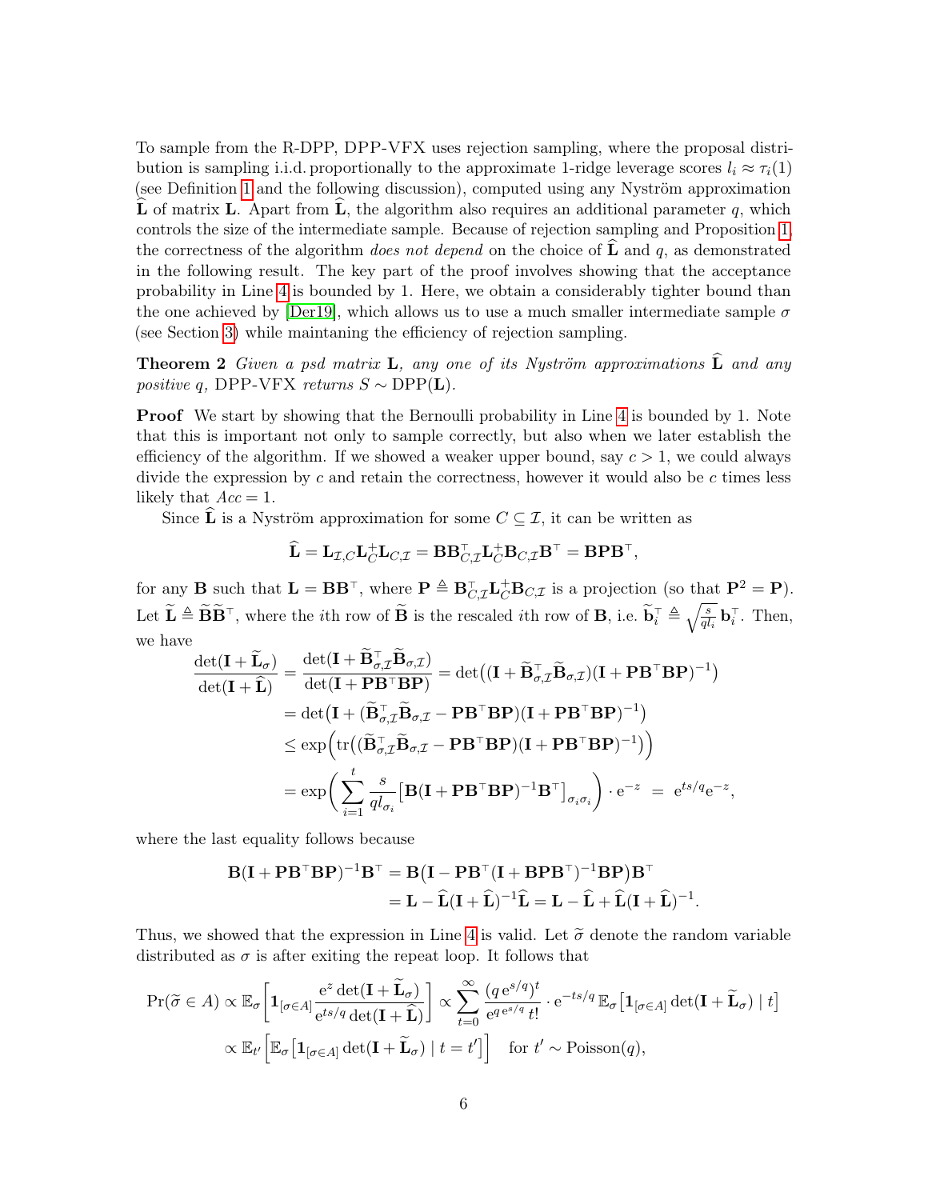To sample from the R-DPP, DPP-VFX uses rejection sampling, where the proposal distribution is sampling i.i.d. proportionally to the approximate 1-ridge leverage scores $l_i \approx \tau_i(1)$ (see Definition 1 and the following discussion), computed using any Nyström approximation $\widehat{\mathbf{L}}$ of matrix $\mathbf{L}$. Apart from $\widehat{\mathbf{L}}$, the algorithm also requires an additional parameter $q$, which controls the size of the intermediate sample. Because of rejection sampling and Proposition 1, the correctness of the algorithm *does not depend* on the choice of $\widehat{\mathbf{L}}$ and $q$, as demonstrated in the following result. The key part of the proof involves showing that the acceptance probability in Line 4 is bounded by 1. Here, we obtain a considerably tighter bound than the one achieved by [Der19], which allows us to use a much smaller intermediate sample $\sigma$ (see Section 3) while maintaning the efficiency of rejection sampling.

**Theorem 2** *Given a psd matrix* $\mathbf{L}$*, any one of its Nyström approximations* $\widehat{\mathbf{L}}$ *and any positive* $q$*,* DPP-VFX *returns* $S \sim \mathrm{DPP}(\mathbf{L})$.

**Proof** We start by showing that the Bernoulli probability in Line 4 is bounded by 1. Note that this is important not only to sample correctly, but also when we later establish the efficiency of the algorithm. If we showed a weaker upper bound, say $c > 1$, we could always divide the expression by $c$ and retain the correctness, however it would also be $c$ times less likely that $Acc = 1$.

Since $\widehat{\mathbf{L}}$ is a Nyström approximation for some $C \subseteq \mathcal{I}$, it can be written as

$$\widehat{\mathbf{L}} = \mathbf{L}_{\mathcal{I},C}\mathbf{L}_C^{+}\mathbf{L}_{C,\mathcal{I}} = \mathbf{B}\mathbf{B}_{C,\mathcal{I}}^\top\mathbf{L}_C^{+}\mathbf{B}_{C,\mathcal{I}}\mathbf{B}^\top = \mathbf{B}\mathbf{P}\mathbf{B}^\top,$$

for any $\mathbf{B}$ such that $\mathbf{L} = \mathbf{B}\mathbf{B}^\top$, where $\mathbf{P} \triangleq \mathbf{B}_{C,\mathcal{I}}^\top\mathbf{L}_C^{+}\mathbf{B}_{C,\mathcal{I}}$ is a projection (so that $\mathbf{P}^2 = \mathbf{P}$). Let $\widetilde{\mathbf{L}} \triangleq \widetilde{\mathbf{B}}\widetilde{\mathbf{B}}^\top$, where the $i$th row of $\widetilde{\mathbf{B}}$ is the rescaled $i$th row of $\mathbf{B}$, i.e. $\widetilde{\mathbf{b}}_i^\top \triangleq \sqrt{\frac{s}{ql_i}}\,\mathbf{b}_i^\top$. Then, we have

$$\begin{aligned}
\frac{\det(\mathbf{I} + \widetilde{\mathbf{L}}_\sigma)}{\det(\mathbf{I} + \widehat{\mathbf{L}})} &= \frac{\det(\mathbf{I} + \widetilde{\mathbf{B}}_{\sigma,\mathcal{I}}^\top\widetilde{\mathbf{B}}_{\sigma,\mathcal{I}})}{\det(\mathbf{I} + \mathbf{P}\mathbf{B}^\top\mathbf{B}\mathbf{P})} = \det\big((\mathbf{I} + \widetilde{\mathbf{B}}_{\sigma,\mathcal{I}}^\top\widetilde{\mathbf{B}}_{\sigma,\mathcal{I}})(\mathbf{I} + \mathbf{P}\mathbf{B}^\top\mathbf{B}\mathbf{P})^{-1}\big) \\
&= \det\big(\mathbf{I} + (\widetilde{\mathbf{B}}_{\sigma,\mathcal{I}}^\top\widetilde{\mathbf{B}}_{\sigma,\mathcal{I}} - \mathbf{P}\mathbf{B}^\top\mathbf{B}\mathbf{P})(\mathbf{I} + \mathbf{P}\mathbf{B}^\top\mathbf{B}\mathbf{P})^{-1}\big) \\
&\le \exp\Big(\mathrm{tr}\big((\widetilde{\mathbf{B}}_{\sigma,\mathcal{I}}^\top\widetilde{\mathbf{B}}_{\sigma,\mathcal{I}} - \mathbf{P}\mathbf{B}^\top\mathbf{B}\mathbf{P})(\mathbf{I} + \mathbf{P}\mathbf{B}^\top\mathbf{B}\mathbf{P})^{-1}\big)\Big) \\
&= \exp\bigg(\sum_{i=1}^{t}\frac{s}{ql_{\sigma_i}}\big[\mathbf{B}(\mathbf{I} + \mathbf{P}\mathbf{B}^\top\mathbf{B}\mathbf{P})^{-1}\mathbf{B}^\top\big]_{\sigma_i\sigma_i}\bigg)\cdot \mathrm{e}^{-z} \;=\; \mathrm{e}^{ts/q}\mathrm{e}^{-z},
\end{aligned}$$

where the last equality follows because

$$\begin{aligned}
\mathbf{B}(\mathbf{I} + \mathbf{P}\mathbf{B}^\top\mathbf{B}\mathbf{P})^{-1}\mathbf{B}^\top &= \mathbf{B}\big(\mathbf{I} - \mathbf{P}\mathbf{B}^\top(\mathbf{I} + \mathbf{B}\mathbf{P}\mathbf{B}^\top)^{-1}\mathbf{B}\mathbf{P}\big)\mathbf{B}^\top \\
&= \mathbf{L} - \widehat{\mathbf{L}}(\mathbf{I} + \widehat{\mathbf{L}})^{-1}\widehat{\mathbf{L}} = \mathbf{L} - \widehat{\mathbf{L}} + \widehat{\mathbf{L}}(\mathbf{I} + \widehat{\mathbf{L}})^{-1}.
\end{aligned}$$

Thus, we showed that the expression in Line 4 is valid. Let $\widetilde{\sigma}$ denote the random variable distributed as $\sigma$ is after exiting the repeat loop. It follows that

$$\begin{aligned}
\Pr(\widetilde{\sigma} \in A) &\propto \mathbb{E}_\sigma\bigg[\mathbf{1}_{[\sigma\in A]}\frac{\mathrm{e}^z\det(\mathbf{I} + \widetilde{\mathbf{L}}_\sigma)}{\mathrm{e}^{ts/q}\det(\mathbf{I} + \widehat{\mathbf{L}})}\bigg] \propto \sum_{t=0}^{\infty}\frac{(q\,\mathrm{e}^{s/q})^t}{\mathrm{e}^{q\,\mathrm{e}^{s/q}}\,t!}\cdot \mathrm{e}^{-ts/q}\,\mathbb{E}_\sigma\big[\mathbf{1}_{[\sigma\in A]}\det(\mathbf{I} + \widetilde{\mathbf{L}}_\sigma)\mid t\big] \\
&\propto \mathbb{E}_{t'}\Big[\mathbb{E}_\sigma\big[\mathbf{1}_{[\sigma\in A]}\det(\mathbf{I} + \widetilde{\mathbf{L}}_\sigma)\mid t = t'\big]\Big] \quad \text{for } t' \sim \mathrm{Poisson}(q),
\end{aligned}$$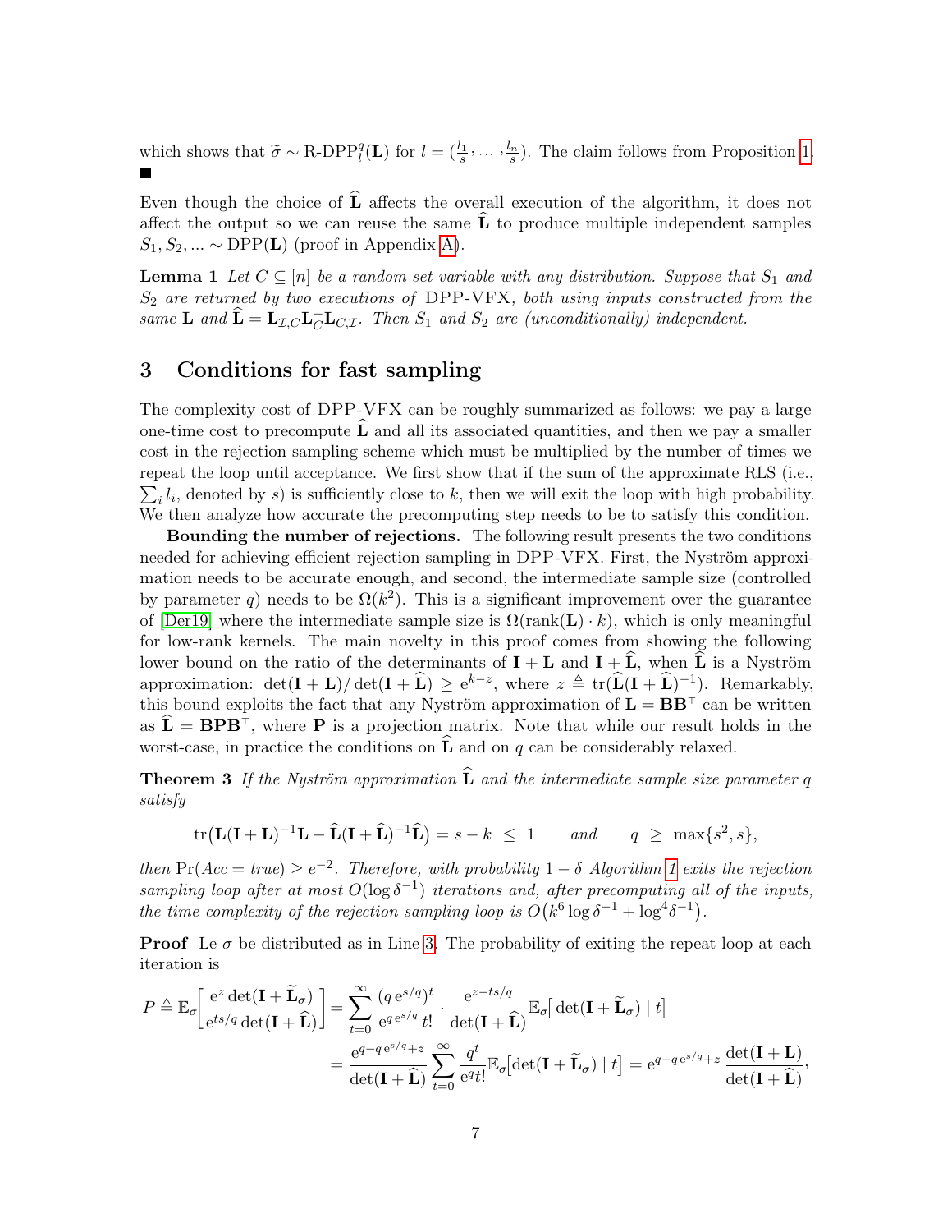which shows that $\widetilde{\sigma} \sim \text{R-DPP}_l^q(\mathbf{L})$ for $l = (\frac{l_1}{s}, \dots, \frac{l_n}{s})$. The claim follows from Proposition 1. ■

Even though the choice of $\widehat{\mathbf{L}}$ affects the overall execution of the algorithm, it does not affect the output so we can reuse the same $\widehat{\mathbf{L}}$ to produce multiple independent samples $S_1, S_2, \dots \sim \text{DPP}(\mathbf{L})$ (proof in Appendix A).

**Lemma 1** *Let $C \subseteq [n]$ be a random set variable with any distribution. Suppose that $S_1$ and $S_2$ are returned by two executions of* DPP-VFX*, both using inputs constructed from the same $\mathbf{L}$ and $\widehat{\mathbf{L}} = \mathbf{L}_{\mathcal{I},C}\mathbf{L}_C^+\mathbf{L}_{C,\mathcal{I}}$. Then $S_1$ and $S_2$ are (unconditionally) independent.*

## 3 Conditions for fast sampling

The complexity cost of DPP-VFX can be roughly summarized as follows: we pay a large one-time cost to precompute $\widehat{\mathbf{L}}$ and all its associated quantities, and then we pay a smaller cost in the rejection sampling scheme which must be multiplied by the number of times we repeat the loop until acceptance. We first show that if the sum of the approximate RLS (i.e., $\sum_i l_i$, denoted by $s$) is sufficiently close to $k$, then we will exit the loop with high probability. We then analyze how accurate the precomputing step needs to be to satisfy this condition.

**Bounding the number of rejections.** The following result presents the two conditions needed for achieving efficient rejection sampling in DPP-VFX. First, the Nyström approximation needs to be accurate enough, and second, the intermediate sample size (controlled by parameter $q$) needs to be $\Omega(k^2)$. This is a significant improvement over the guarantee of [Der19] where the intermediate sample size is $\Omega(\text{rank}(\mathbf{L}) \cdot k)$, which is only meaningful for low-rank kernels. The main novelty in this proof comes from showing the following lower bound on the ratio of the determinants of $\mathbf{I} + \mathbf{L}$ and $\mathbf{I} + \widehat{\mathbf{L}}$, when $\widehat{\mathbf{L}}$ is a Nyström approximation: $\det(\mathbf{I} + \mathbf{L})/\det(\mathbf{I} + \widehat{\mathbf{L}}) \geq \mathrm{e}^{k-z}$, where $z \triangleq \text{tr}(\widehat{\mathbf{L}}(\mathbf{I} + \widehat{\mathbf{L}})^{-1})$. Remarkably, this bound exploits the fact that any Nyström approximation of $\mathbf{L} = \mathbf{B}\mathbf{B}^\top$ can be written as $\widehat{\mathbf{L}} = \mathbf{B}\mathbf{P}\mathbf{B}^\top$, where $\mathbf{P}$ is a projection matrix. Note that while our result holds in the worst-case, in practice the conditions on $\widehat{\mathbf{L}}$ and on $q$ can be considerably relaxed.

**Theorem 3** *If the Nyström approximation $\widehat{\mathbf{L}}$ and the intermediate sample size parameter $q$ satisfy*

$$\text{tr}\big(\mathbf{L}(\mathbf{I} + \mathbf{L})^{-1}\mathbf{L} - \widehat{\mathbf{L}}(\mathbf{I} + \widehat{\mathbf{L}})^{-1}\widehat{\mathbf{L}}\big) = s - k \;\leq\; 1 \qquad \textit{and} \qquad q \;\geq\; \max\{s^2, s\},$$

*then $\Pr(Acc = true) \geq e^{-2}$. Therefore, with probability $1 - \delta$ Algorithm 1 exits the rejection sampling loop after at most $O(\log \delta^{-1})$ iterations and, after precomputing all of the inputs, the time complexity of the rejection sampling loop is $O\big(k^6 \log \delta^{-1} + \log^4 \delta^{-1}\big)$.*

**Proof** Le $\sigma$ be distributed as in Line 3. The probability of exiting the repeat loop at each iteration is

$$P \triangleq \mathbb{E}_\sigma\bigg[\frac{\mathrm{e}^z \det(\mathbf{I} + \widetilde{\mathbf{L}}_\sigma)}{\mathrm{e}^{ts/q} \det(\mathbf{I} + \widehat{\mathbf{L}})}\bigg] = \sum_{t=0}^{\infty} \frac{(q\,\mathrm{e}^{s/q})^t}{\mathrm{e}^{q\,\mathrm{e}^{s/q}}\, t!} \cdot \frac{\mathrm{e}^{z - ts/q}}{\det(\mathbf{I} + \widehat{\mathbf{L}})} \mathbb{E}_\sigma\big[\det(\mathbf{I} + \widetilde{\mathbf{L}}_\sigma) \mid t\big]$$

$$= \frac{\mathrm{e}^{q - q\,\mathrm{e}^{s/q} + z}}{\det(\mathbf{I} + \widehat{\mathbf{L}})} \sum_{t=0}^{\infty} \frac{q^t}{\mathrm{e}^q t!} \mathbb{E}_\sigma\big[\det(\mathbf{I} + \widetilde{\mathbf{L}}_\sigma) \mid t\big] = \mathrm{e}^{q - q\,\mathrm{e}^{s/q} + z} \frac{\det(\mathbf{I} + \mathbf{L})}{\det(\mathbf{I} + \widehat{\mathbf{L}})},$$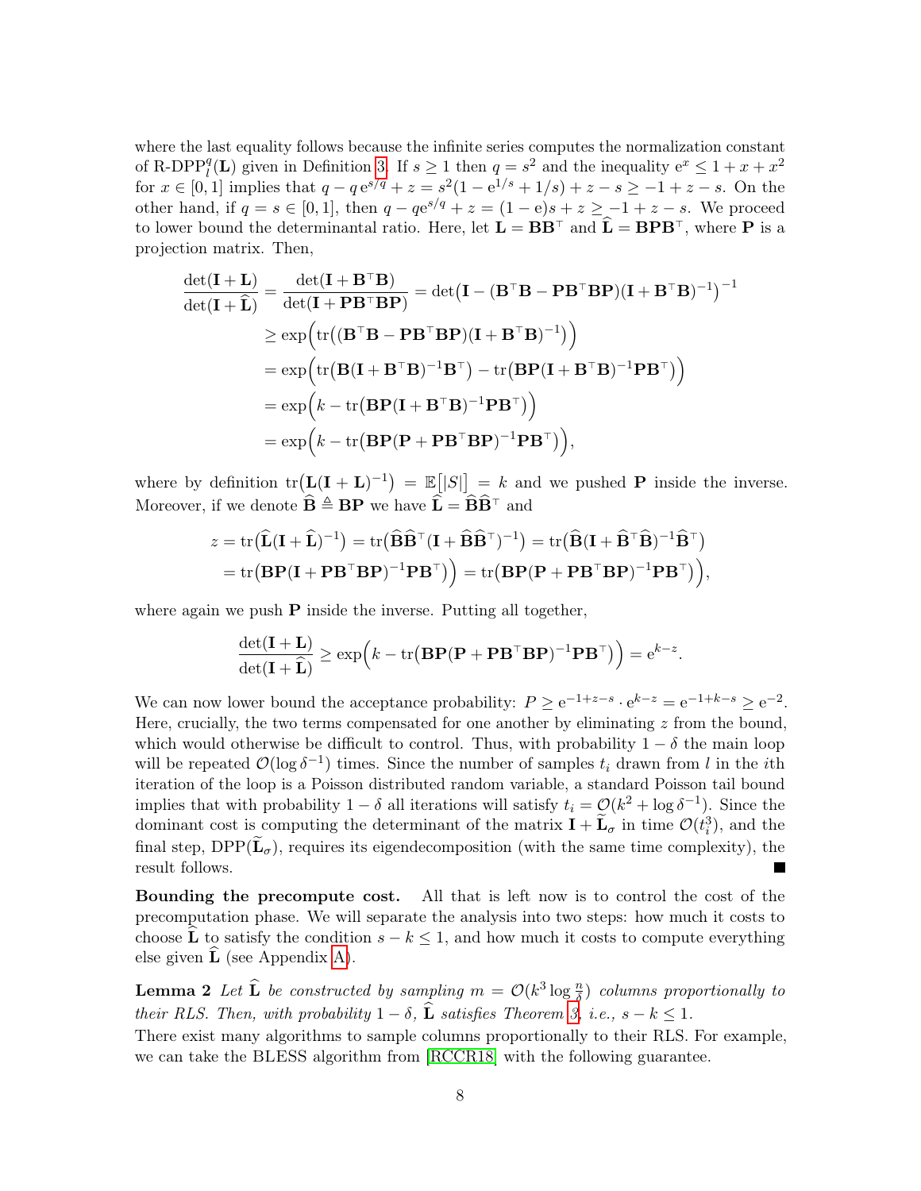where the last equality follows because the infinite series computes the normalization constant of R-DPP$_l^q(\mathbf{L})$ given in Definition 3. If $s \geq 1$ then $q = s^2$ and the inequality $\mathrm{e}^x \leq 1 + x + x^2$ for $x \in [0,1]$ implies that $q - q\,\mathrm{e}^{s/q} + z = s^2(1 - \mathrm{e}^{1/s} + 1/s) + z - s \geq -1 + z - s$. On the other hand, if $q = s \in [0,1]$, then $q - q\mathrm{e}^{s/q} + z = (1 - \mathrm{e})s + z \geq -1 + z - s$. We proceed to lower bound the determinantal ratio. Here, let $\mathbf{L} = \mathbf{B}\mathbf{B}^\top$ and $\widehat{\mathbf{L}} = \mathbf{B}\mathbf{P}\mathbf{B}^\top$, where $\mathbf{P}$ is a projection matrix. Then,

$$
\begin{aligned}
\frac{\det(\mathbf{I}+\mathbf{L})}{\det(\mathbf{I}+\widehat{\mathbf{L}})} &= \frac{\det(\mathbf{I}+\mathbf{B}^\top\mathbf{B})}{\det(\mathbf{I}+\mathbf{P}\mathbf{B}^\top\mathbf{B}\mathbf{P})} = \det\big(\mathbf{I} - (\mathbf{B}^\top\mathbf{B} - \mathbf{P}\mathbf{B}^\top\mathbf{B}\mathbf{P})(\mathbf{I}+\mathbf{B}^\top\mathbf{B})^{-1}\big)^{-1} \\
&\geq \exp\Big(\mathrm{tr}\big((\mathbf{B}^\top\mathbf{B} - \mathbf{P}\mathbf{B}^\top\mathbf{B}\mathbf{P})(\mathbf{I}+\mathbf{B}^\top\mathbf{B})^{-1}\big)\Big) \\
&= \exp\Big(\mathrm{tr}\big(\mathbf{B}(\mathbf{I}+\mathbf{B}^\top\mathbf{B})^{-1}\mathbf{B}^\top\big) - \mathrm{tr}\big(\mathbf{B}\mathbf{P}(\mathbf{I}+\mathbf{B}^\top\mathbf{B})^{-1}\mathbf{P}\mathbf{B}^\top\big)\Big) \\
&= \exp\Big(k - \mathrm{tr}\big(\mathbf{B}\mathbf{P}(\mathbf{I}+\mathbf{B}^\top\mathbf{B})^{-1}\mathbf{P}\mathbf{B}^\top\big)\Big) \\
&= \exp\Big(k - \mathrm{tr}\big(\mathbf{B}\mathbf{P}(\mathbf{P}+\mathbf{P}\mathbf{B}^\top\mathbf{B}\mathbf{P})^{-1}\mathbf{P}\mathbf{B}^\top\big)\Big),
\end{aligned}
$$

where by definition $\mathrm{tr}\big(\mathbf{L}(\mathbf{I}+\mathbf{L})^{-1}\big) = \mathbb{E}\big[|S|\big] = k$ and we pushed $\mathbf{P}$ inside the inverse. Moreover, if we denote $\widehat{\mathbf{B}} \triangleq \mathbf{B}\mathbf{P}$ we have $\widehat{\mathbf{L}} = \widehat{\mathbf{B}}\widehat{\mathbf{B}}^\top$ and

$$
\begin{aligned}
z &= \mathrm{tr}\big(\widehat{\mathbf{L}}(\mathbf{I}+\widehat{\mathbf{L}})^{-1}\big) = \mathrm{tr}\big(\widehat{\mathbf{B}}\widehat{\mathbf{B}}^\top(\mathbf{I}+\widehat{\mathbf{B}}\widehat{\mathbf{B}}^\top)^{-1}\big) = \mathrm{tr}\big(\widehat{\mathbf{B}}(\mathbf{I}+\widehat{\mathbf{B}}^\top\widehat{\mathbf{B}})^{-1}\widehat{\mathbf{B}}^\top\big) \\
&= \mathrm{tr}\big(\mathbf{B}\mathbf{P}(\mathbf{I}+\mathbf{P}\mathbf{B}^\top\mathbf{B}\mathbf{P})^{-1}\mathbf{P}\mathbf{B}^\top)\Big) = \mathrm{tr}\big(\mathbf{B}\mathbf{P}(\mathbf{P}+\mathbf{P}\mathbf{B}^\top\mathbf{B}\mathbf{P})^{-1}\mathbf{P}\mathbf{B}^\top)\Big),
\end{aligned}
$$

where again we push $\mathbf{P}$ inside the inverse. Putting all together,

$$
\frac{\det(\mathbf{I}+\mathbf{L})}{\det(\mathbf{I}+\widehat{\mathbf{L}})} \geq \exp\Big(k - \mathrm{tr}\big(\mathbf{B}\mathbf{P}(\mathbf{P}+\mathbf{P}\mathbf{B}^\top\mathbf{B}\mathbf{P})^{-1}\mathbf{P}\mathbf{B}^\top\big)\Big) = \mathrm{e}^{k-z}.
$$

We can now lower bound the acceptance probability: $P \geq \mathrm{e}^{-1+z-s} \cdot \mathrm{e}^{k-z} = \mathrm{e}^{-1+k-s} \geq \mathrm{e}^{-2}$. Here, crucially, the two terms compensated for one another by eliminating $z$ from the bound, which would otherwise be difficult to control. Thus, with probability $1-\delta$ the main loop will be repeated $\mathcal{O}(\log \delta^{-1})$ times. Since the number of samples $t_i$ drawn from $l$ in the $i$th iteration of the loop is a Poisson distributed random variable, a standard Poisson tail bound implies that with probability $1-\delta$ all iterations will satisfy $t_i = \mathcal{O}(k^2 + \log \delta^{-1})$. Since the dominant cost is computing the determinant of the matrix $\mathbf{I} + \widetilde{\mathbf{L}}_\sigma$ in time $\mathcal{O}(t_i^3)$, and the final step, DPP$(\widetilde{\mathbf{L}}_\sigma)$, requires its eigendecomposition (with the same time complexity), the result follows. ■

**Bounding the precompute cost.** All that is left now is to control the cost of the precomputation phase. We will separate the analysis into two steps: how much it costs to choose $\widehat{\mathbf{L}}$ to satisfy the condition $s - k \leq 1$, and how much it costs to compute everything else given $\widehat{\mathbf{L}}$ (see Appendix A).

**Lemma 2** *Let $\widehat{\mathbf{L}}$ be constructed by sampling $m = \mathcal{O}(k^3 \log \frac{n}{\delta})$ columns proportionally to their RLS. Then, with probability $1-\delta$, $\widehat{\mathbf{L}}$ satisfies Theorem 3, i.e., $s - k \leq 1$.*

There exist many algorithms to sample columns proportionally to their RLS. For example, we can take the BLESS algorithm from [RCCR18] with the following guarantee.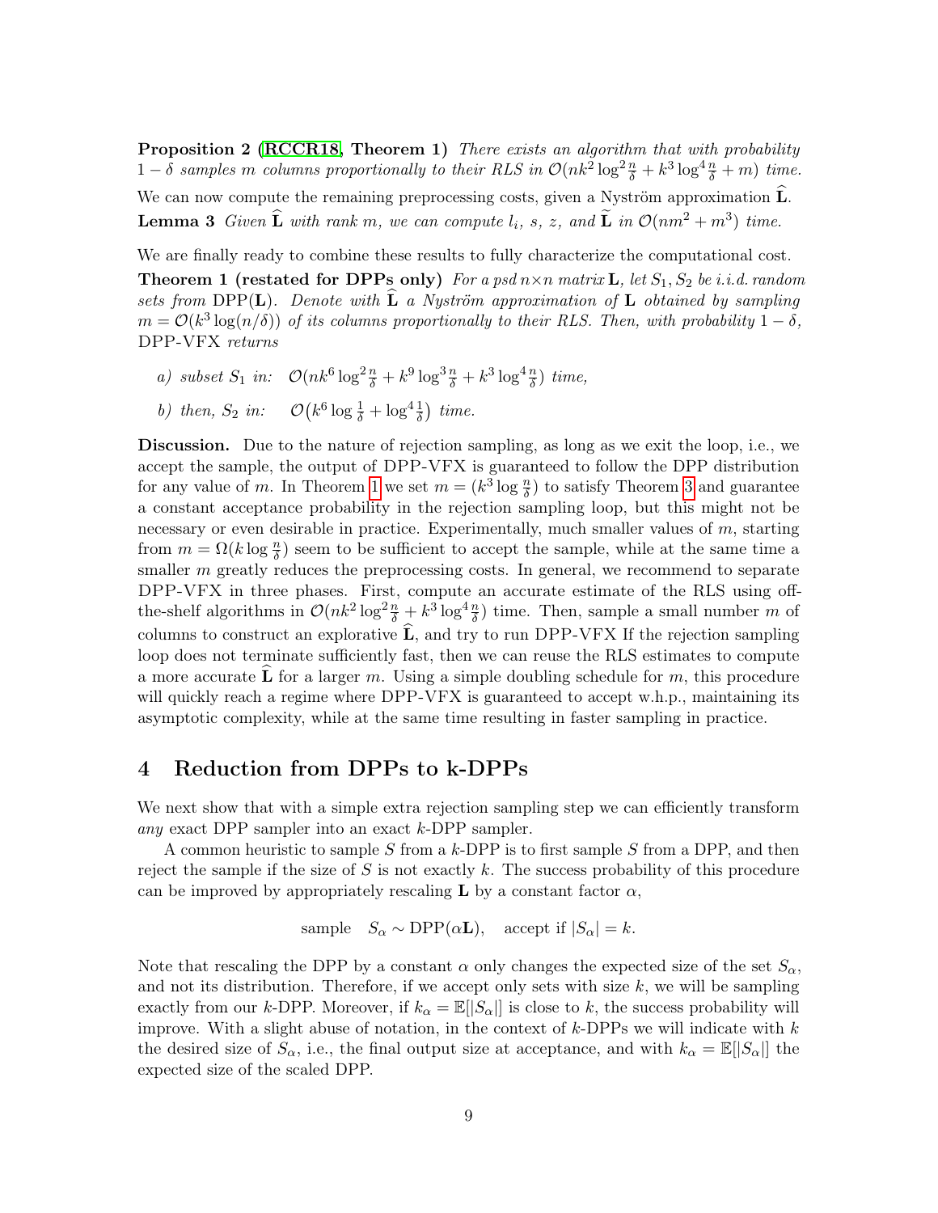**Proposition 2 ([RCCR18], Theorem 1)** *There exists an algorithm that with probability $1-\delta$ samples $m$ columns proportionally to their RLS in $\mathcal{O}(nk^2\log^2\frac{n}{\delta} + k^3\log^4\frac{n}{\delta} + m)$ time.*

We can now compute the remaining preprocessing costs, given a Nyström approximation $\widehat{\mathbf{L}}$.

**Lemma 3** *Given $\widehat{\mathbf{L}}$ with rank $m$, we can compute $l_i$, $s$, $z$, and $\widetilde{\mathbf{L}}$ in $\mathcal{O}(nm^2 + m^3)$ time.*

We are finally ready to combine these results to fully characterize the computational cost.

**Theorem 1 (restated for DPPs only)** *For a psd $n\times n$ matrix $\mathbf{L}$, let $S_1, S_2$ be i.i.d. random sets from $\mathrm{DPP}(\mathbf{L})$. Denote with $\widehat{\mathbf{L}}$ a Nyström approximation of $\mathbf{L}$ obtained by sampling $m = \mathcal{O}(k^3\log(n/\delta))$ of its columns proportionally to their RLS. Then, with probability $1-\delta$,* DPP-VFX *returns*

*a) subset $S_1$ in: $\mathcal{O}(nk^6\log^2\frac{n}{\delta} + k^9\log^3\frac{n}{\delta} + k^3\log^4\frac{n}{\delta})$ time,*

*b) then, $S_2$ in: $\mathcal{O}\big(k^6\log\frac{1}{\delta} + \log^4\frac{1}{\delta}\big)$ time.*

**Discussion.** Due to the nature of rejection sampling, as long as we exit the loop, i.e., we accept the sample, the output of DPP-VFX is guaranteed to follow the DPP distribution for any value of $m$. In Theorem 1 we set $m = (k^3\log\frac{n}{\delta})$ to satisfy Theorem 3 and guarantee a constant acceptance probability in the rejection sampling loop, but this might not be necessary or even desirable in practice. Experimentally, much smaller values of $m$, starting from $m = \Omega(k\log\frac{n}{\delta})$ seem to be sufficient to accept the sample, while at the same time a smaller $m$ greatly reduces the preprocessing costs. In general, we recommend to separate DPP-VFX in three phases. First, compute an accurate estimate of the RLS using off-the-shelf algorithms in $\mathcal{O}(nk^2\log^2\frac{n}{\delta} + k^3\log^4\frac{n}{\delta})$ time. Then, sample a small number $m$ of columns to construct an explorative $\widehat{\mathbf{L}}$, and try to run DPP-VFX If the rejection sampling loop does not terminate sufficiently fast, then we can reuse the RLS estimates to compute a more accurate $\widehat{\mathbf{L}}$ for a larger $m$. Using a simple doubling schedule for $m$, this procedure will quickly reach a regime where DPP-VFX is guaranteed to accept w.h.p., maintaining its asymptotic complexity, while at the same time resulting in faster sampling in practice.

# 4 Reduction from DPPs to k-DPPs

We next show that with a simple extra rejection sampling step we can efficiently transform *any* exact DPP sampler into an exact $k$-DPP sampler.

A common heuristic to sample $S$ from a $k$-DPP is to first sample $S$ from a DPP, and then reject the sample if the size of $S$ is not exactly $k$. The success probability of this procedure can be improved by appropriately rescaling $\mathbf{L}$ by a constant factor $\alpha$,

$$\text{sample} \quad S_\alpha \sim \mathrm{DPP}(\alpha\mathbf{L}), \quad \text{accept if } |S_\alpha| = k.$$

Note that rescaling the DPP by a constant $\alpha$ only changes the expected size of the set $S_\alpha$, and not its distribution. Therefore, if we accept only sets with size $k$, we will be sampling exactly from our $k$-DPP. Moreover, if $k_\alpha = \mathbb{E}[|S_\alpha|]$ is close to $k$, the success probability will improve. With a slight abuse of notation, in the context of $k$-DPPs we will indicate with $k$ the desired size of $S_\alpha$, i.e., the final output size at acceptance, and with $k_\alpha = \mathbb{E}[|S_\alpha|]$ the expected size of the scaled DPP.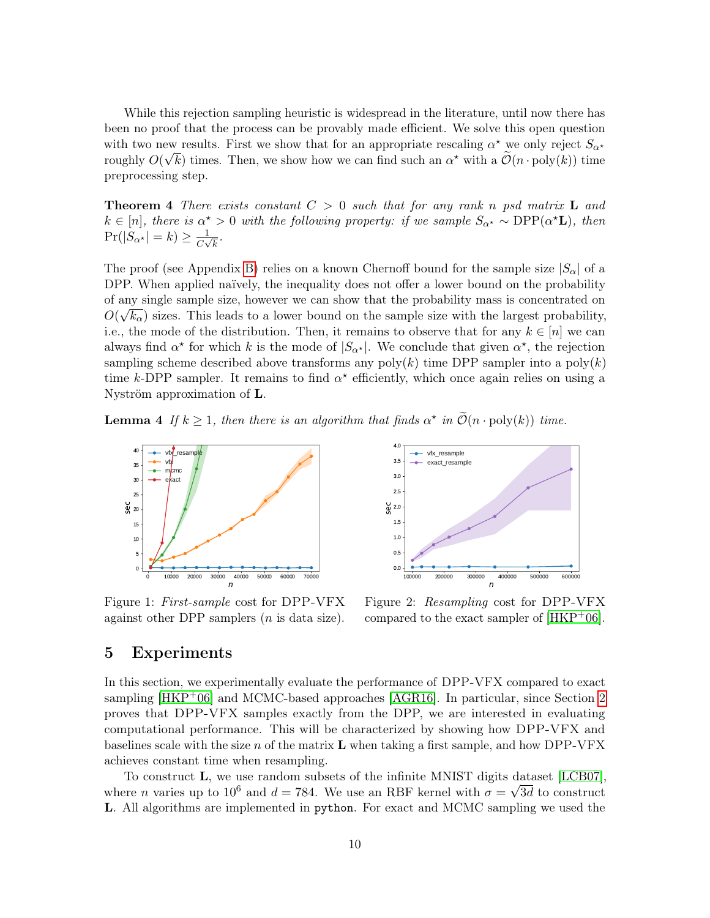While this rejection sampling heuristic is widespread in the literature, until now there has been no proof that the process can be provably made efficient. We solve this open question with two new results. First we show that for an appropriate rescaling $\alpha^\star$ we only reject $S_{\alpha^\star}$ roughly $O(\sqrt{k})$ times. Then, we show how we can find such an $\alpha^\star$ with a $\widetilde{\mathcal{O}}(n \cdot \mathrm{poly}(k))$ time preprocessing step.

**Theorem 4** *There exists constant $C > 0$ such that for any rank $n$ psd matrix $\mathbf{L}$ and $k \in [n]$, there is $\alpha^\star > 0$ with the following property: if we sample $S_{\alpha^\star} \sim \mathrm{DPP}(\alpha^\star \mathbf{L})$, then $\Pr(|S_{\alpha^\star}| = k) \geq \frac{1}{C\sqrt{k}}$.*

The proof (see Appendix B) relies on a known Chernoff bound for the sample size $|S_\alpha|$ of a DPP. When applied naïvely, the inequality does not offer a lower bound on the probability of any single sample size, however we can show that the probability mass is concentrated on $O(\sqrt{k_\alpha})$ sizes. This leads to a lower bound on the sample size with the largest probability, i.e., the mode of the distribution. Then, it remains to observe that for any $k \in [n]$ we can always find $\alpha^\star$ for which $k$ is the mode of $|S_{\alpha^\star}|$. We conclude that given $\alpha^\star$, the rejection sampling scheme described above transforms any $\mathrm{poly}(k)$ time DPP sampler into a $\mathrm{poly}(k)$ time $k$-DPP sampler. It remains to find $\alpha^\star$ efficiently, which once again relies on using a Nyström approximation of $\mathbf{L}$.

**Lemma 4** *If $k \geq 1$, then there is an algorithm that finds $\alpha^\star$ in $\widetilde{\mathcal{O}}(n \cdot \mathrm{poly}(k))$ time.*

Figure 1: *First-sample* cost for DPP-VFX against other DPP samplers ($n$ is data size).

Figure 2: *Resampling* cost for DPP-VFX compared to the exact sampler of [HKP+06].

## 5 Experiments

In this section, we experimentally evaluate the performance of DPP-VFX compared to exact sampling [HKP+06] and MCMC-based approaches [AGR16]. In particular, since Section 2 proves that DPP-VFX samples exactly from the DPP, we are interested in evaluating computational performance. This will be characterized by showing how DPP-VFX and baselines scale with the size $n$ of the matrix $\mathbf{L}$ when taking a first sample, and how DPP-VFX achieves constant time when resampling.

To construct $\mathbf{L}$, we use random subsets of the infinite MNIST digits dataset [LCB07], where $n$ varies up to $10^6$ and $d = 784$. We use an RBF kernel with $\sigma = \sqrt{3d}$ to construct $\mathbf{L}$. All algorithms are implemented in `python`. For exact and MCMC sampling we used the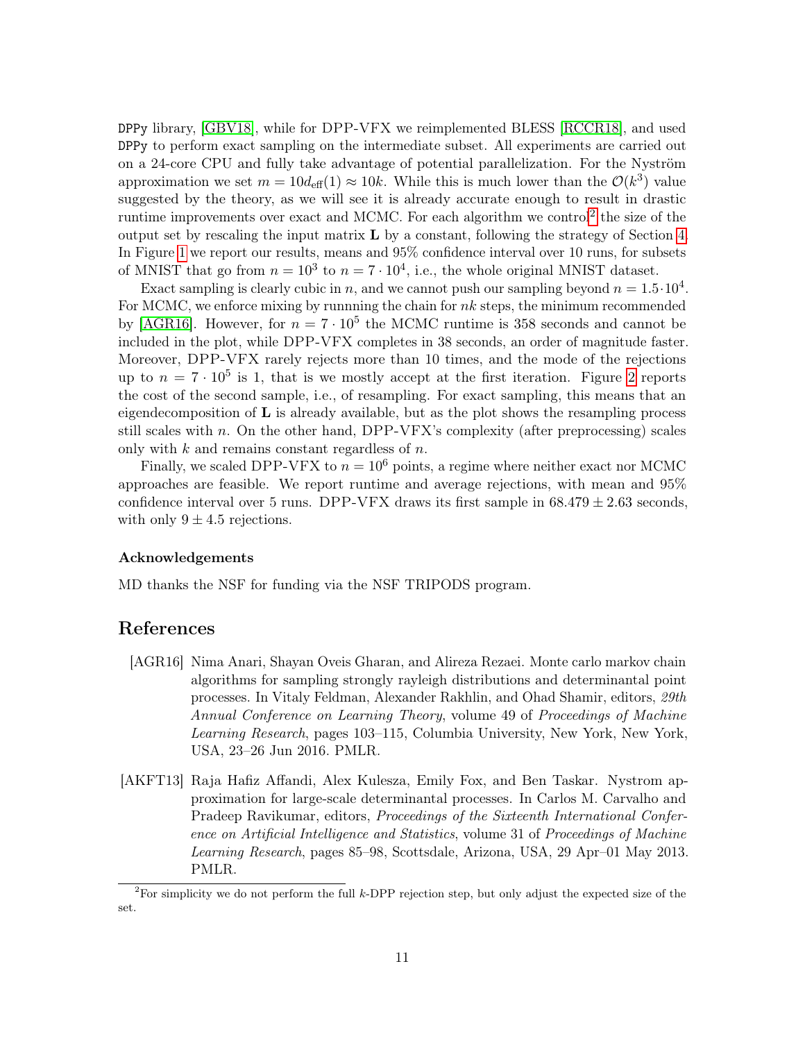DPPy library, [GBV18], while for DPP-VFX we reimplemented BLESS [RCCR18], and used DPPy to perform exact sampling on the intermediate subset. All experiments are carried out on a 24-core CPU and fully take advantage of potential parallelization. For the Nyström approximation we set $m = 10d_{\text{eff}}(1) \approx 10k$. While this is much lower than the $\mathcal{O}(k^3)$ value suggested by the theory, as we will see it is already accurate enough to result in drastic runtime improvements over exact and MCMC. For each algorithm we control[2] the size of the output set by rescaling the input matrix $\mathbf{L}$ by a constant, following the strategy of Section 4. In Figure 1 we report our results, means and 95% confidence interval over 10 runs, for subsets of MNIST that go from $n = 10^3$ to $n = 7 \cdot 10^4$, i.e., the whole original MNIST dataset.

Exact sampling is clearly cubic in $n$, and we cannot push our sampling beyond $n = 1.5 \cdot 10^4$. For MCMC, we enforce mixing by runnning the chain for $nk$ steps, the minimum recommended by [AGR16]. However, for $n = 7 \cdot 10^5$ the MCMC runtime is 358 seconds and cannot be included in the plot, while DPP-VFX completes in 38 seconds, an order of magnitude faster. Moreover, DPP-VFX rarely rejects more than 10 times, and the mode of the rejections up to $n = 7 \cdot 10^5$ is 1, that is we mostly accept at the first iteration. Figure 2 reports the cost of the second sample, i.e., of resampling. For exact sampling, this means that an eigendecomposition of $\mathbf{L}$ is already available, but as the plot shows the resampling process still scales with $n$. On the other hand, DPP-VFX's complexity (after preprocessing) scales only with $k$ and remains constant regardless of $n$.

Finally, we scaled DPP-VFX to $n = 10^6$ points, a regime where neither exact nor MCMC approaches are feasible. We report runtime and average rejections, with mean and 95% confidence interval over 5 runs. DPP-VFX draws its first sample in $68.479 \pm 2.63$ seconds, with only $9 \pm 4.5$ rejections.

### Acknowledgements

MD thanks the NSF for funding via the NSF TRIPODS program.

## References

[AGR16] Nima Anari, Shayan Oveis Gharan, and Alireza Rezaei. Monte carlo markov chain algorithms for sampling strongly rayleigh distributions and determinantal point processes. In Vitaly Feldman, Alexander Rakhlin, and Ohad Shamir, editors, *29th Annual Conference on Learning Theory*, volume 49 of *Proceedings of Machine Learning Research*, pages 103–115, Columbia University, New York, New York, USA, 23–26 Jun 2016. PMLR.

[AKFT13] Raja Hafiz Affandi, Alex Kulesza, Emily Fox, and Ben Taskar. Nystrom approximation for large-scale determinantal processes. In Carlos M. Carvalho and Pradeep Ravikumar, editors, *Proceedings of the Sixteenth International Conference on Artificial Intelligence and Statistics*, volume 31 of *Proceedings of Machine Learning Research*, pages 85–98, Scottsdale, Arizona, USA, 29 Apr–01 May 2013. PMLR.

[2] For simplicity we do not perform the full $k$-DPP rejection step, but only adjust the expected size of the set.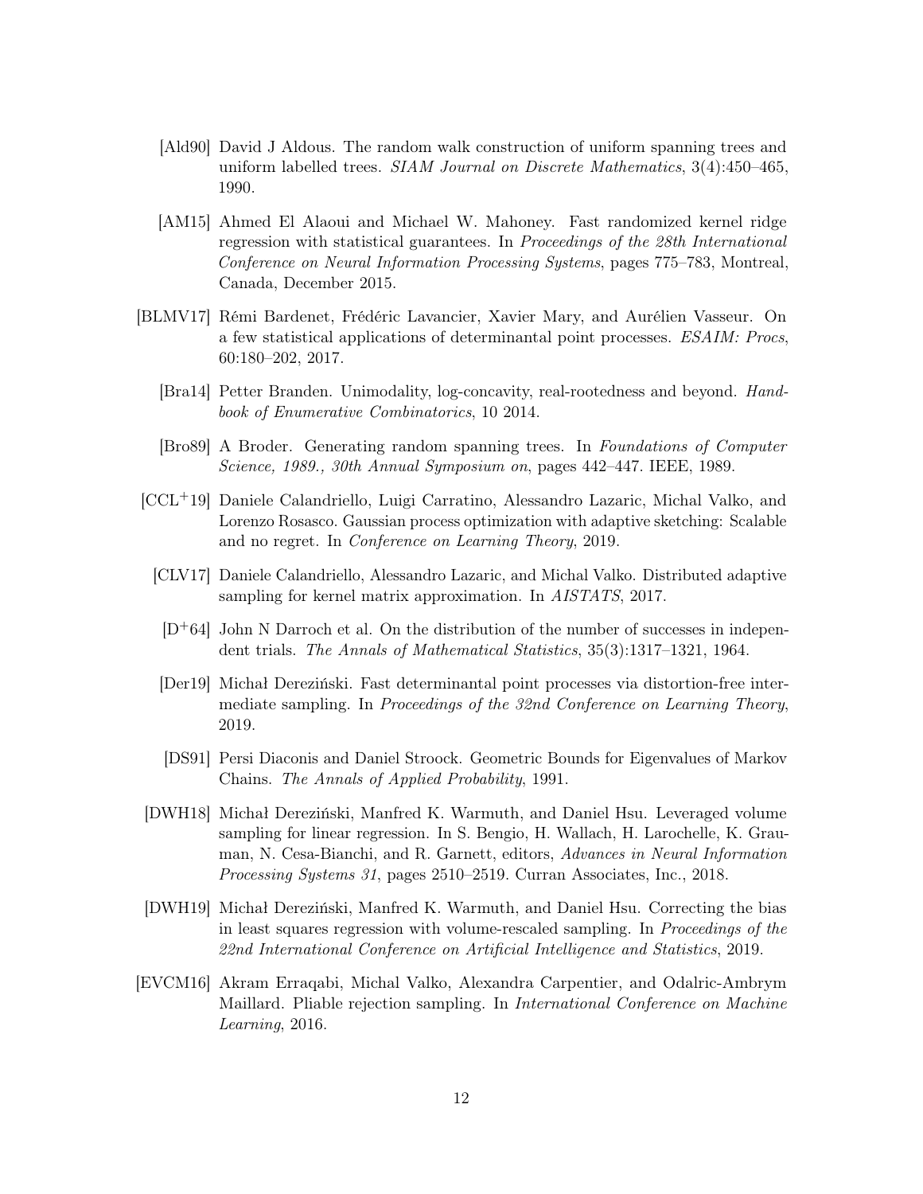[Ald90] David J Aldous. The random walk construction of uniform spanning trees and uniform labelled trees. *SIAM Journal on Discrete Mathematics*, 3(4):450–465, 1990.

[AM15] Ahmed El Alaoui and Michael W. Mahoney. Fast randomized kernel ridge regression with statistical guarantees. In *Proceedings of the 28th International Conference on Neural Information Processing Systems*, pages 775–783, Montreal, Canada, December 2015.

[BLMV17] Rémi Bardenet, Frédéric Lavancier, Xavier Mary, and Aurélien Vasseur. On a few statistical applications of determinantal point processes. *ESAIM: Procs*, 60:180–202, 2017.

[Bra14] Petter Branden. Unimodality, log-concavity, real-rootedness and beyond. *Handbook of Enumerative Combinatorics*, 10 2014.

[Bro89] A Broder. Generating random spanning trees. In *Foundations of Computer Science, 1989., 30th Annual Symposium on*, pages 442–447. IEEE, 1989.

[CCL+19] Daniele Calandriello, Luigi Carratino, Alessandro Lazaric, Michal Valko, and Lorenzo Rosasco. Gaussian process optimization with adaptive sketching: Scalable and no regret. In *Conference on Learning Theory*, 2019.

[CLV17] Daniele Calandriello, Alessandro Lazaric, and Michal Valko. Distributed adaptive sampling for kernel matrix approximation. In *AISTATS*, 2017.

[D+64] John N Darroch et al. On the distribution of the number of successes in independent trials. *The Annals of Mathematical Statistics*, 35(3):1317–1321, 1964.

[Der19] Michał Dereziński. Fast determinantal point processes via distortion-free intermediate sampling. In *Proceedings of the 32nd Conference on Learning Theory*, 2019.

[DS91] Persi Diaconis and Daniel Stroock. Geometric Bounds for Eigenvalues of Markov Chains. *The Annals of Applied Probability*, 1991.

[DWH18] Michał Dereziński, Manfred K. Warmuth, and Daniel Hsu. Leveraged volume sampling for linear regression. In S. Bengio, H. Wallach, H. Larochelle, K. Grauman, N. Cesa-Bianchi, and R. Garnett, editors, *Advances in Neural Information Processing Systems 31*, pages 2510–2519. Curran Associates, Inc., 2018.

[DWH19] Michał Dereziński, Manfred K. Warmuth, and Daniel Hsu. Correcting the bias in least squares regression with volume-rescaled sampling. In *Proceedings of the 22nd International Conference on Artificial Intelligence and Statistics*, 2019.

[EVCM16] Akram Erraqabi, Michal Valko, Alexandra Carpentier, and Odalric-Ambrym Maillard. Pliable rejection sampling. In *International Conference on Machine Learning*, 2016.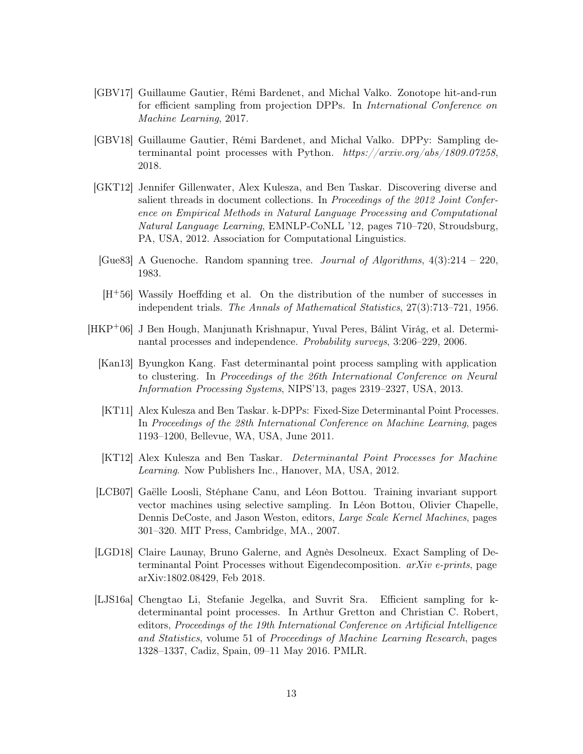[GBV17] Guillaume Gautier, Rémi Bardenet, and Michal Valko. Zonotope hit-and-run for efficient sampling from projection DPPs. In *International Conference on Machine Learning*, 2017.

[GBV18] Guillaume Gautier, Rémi Bardenet, and Michal Valko. DPPy: Sampling determinantal point processes with Python. *https://arxiv.org/abs/1809.07258*, 2018.

[GKT12] Jennifer Gillenwater, Alex Kulesza, and Ben Taskar. Discovering diverse and salient threads in document collections. In *Proceedings of the 2012 Joint Conference on Empirical Methods in Natural Language Processing and Computational Natural Language Learning*, EMNLP-CoNLL '12, pages 710–720, Stroudsburg, PA, USA, 2012. Association for Computational Linguistics.

[Gue83] A Guenoche. Random spanning tree. *Journal of Algorithms*, 4(3):214 – 220, 1983.

[H+56] Wassily Hoeffding et al. On the distribution of the number of successes in independent trials. *The Annals of Mathematical Statistics*, 27(3):713–721, 1956.

[HKP+06] J Ben Hough, Manjunath Krishnapur, Yuval Peres, Bálint Virág, et al. Determinantal processes and independence. *Probability surveys*, 3:206–229, 2006.

[Kan13] Byungkon Kang. Fast determinantal point process sampling with application to clustering. In *Proceedings of the 26th International Conference on Neural Information Processing Systems*, NIPS'13, pages 2319–2327, USA, 2013.

[KT11] Alex Kulesza and Ben Taskar. k-DPPs: Fixed-Size Determinantal Point Processes. In *Proceedings of the 28th International Conference on Machine Learning*, pages 1193–1200, Bellevue, WA, USA, June 2011.

[KT12] Alex Kulesza and Ben Taskar. *Determinantal Point Processes for Machine Learning*. Now Publishers Inc., Hanover, MA, USA, 2012.

[LCB07] Gaëlle Loosli, Stéphane Canu, and Léon Bottou. Training invariant support vector machines using selective sampling. In Léon Bottou, Olivier Chapelle, Dennis DeCoste, and Jason Weston, editors, *Large Scale Kernel Machines*, pages 301–320. MIT Press, Cambridge, MA., 2007.

[LGD18] Claire Launay, Bruno Galerne, and Agnès Desolneux. Exact Sampling of Determinantal Point Processes without Eigendecomposition. *arXiv e-prints*, page arXiv:1802.08429, Feb 2018.

[LJS16a] Chengtao Li, Stefanie Jegelka, and Suvrit Sra. Efficient sampling for k-determinantal point processes. In Arthur Gretton and Christian C. Robert, editors, *Proceedings of the 19th International Conference on Artificial Intelligence and Statistics*, volume 51 of *Proceedings of Machine Learning Research*, pages 1328–1337, Cadiz, Spain, 09–11 May 2016. PMLR.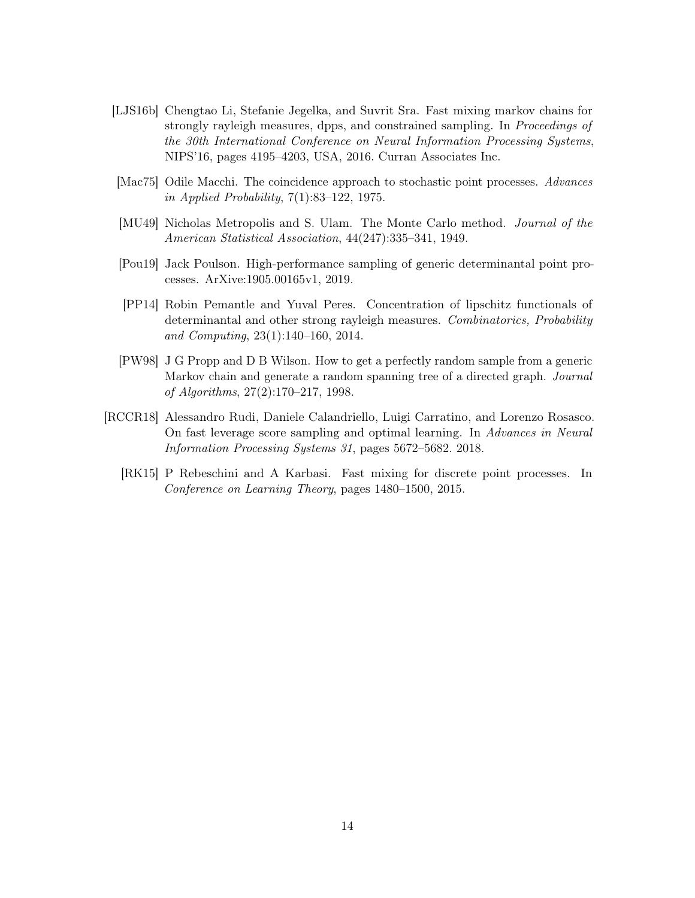[LJS16b] Chengtao Li, Stefanie Jegelka, and Suvrit Sra. Fast mixing markov chains for strongly rayleigh measures, dpps, and constrained sampling. In *Proceedings of the 30th International Conference on Neural Information Processing Systems*, NIPS'16, pages 4195–4203, USA, 2016. Curran Associates Inc.

[Mac75] Odile Macchi. The coincidence approach to stochastic point processes. *Advances in Applied Probability*, 7(1):83–122, 1975.

[MU49] Nicholas Metropolis and S. Ulam. The Monte Carlo method. *Journal of the American Statistical Association*, 44(247):335–341, 1949.

[Pou19] Jack Poulson. High-performance sampling of generic determinantal point processes. ArXive:1905.00165v1, 2019.

[PP14] Robin Pemantle and Yuval Peres. Concentration of lipschitz functionals of determinantal and other strong rayleigh measures. *Combinatorics, Probability and Computing*, 23(1):140–160, 2014.

[PW98] J G Propp and D B Wilson. How to get a perfectly random sample from a generic Markov chain and generate a random spanning tree of a directed graph. *Journal of Algorithms*, 27(2):170–217, 1998.

[RCCR18] Alessandro Rudi, Daniele Calandriello, Luigi Carratino, and Lorenzo Rosasco. On fast leverage score sampling and optimal learning. In *Advances in Neural Information Processing Systems 31*, pages 5672–5682. 2018.

[RK15] P Rebeschini and A Karbasi. Fast mixing for discrete point processes. In *Conference on Learning Theory*, pages 1480–1500, 2015.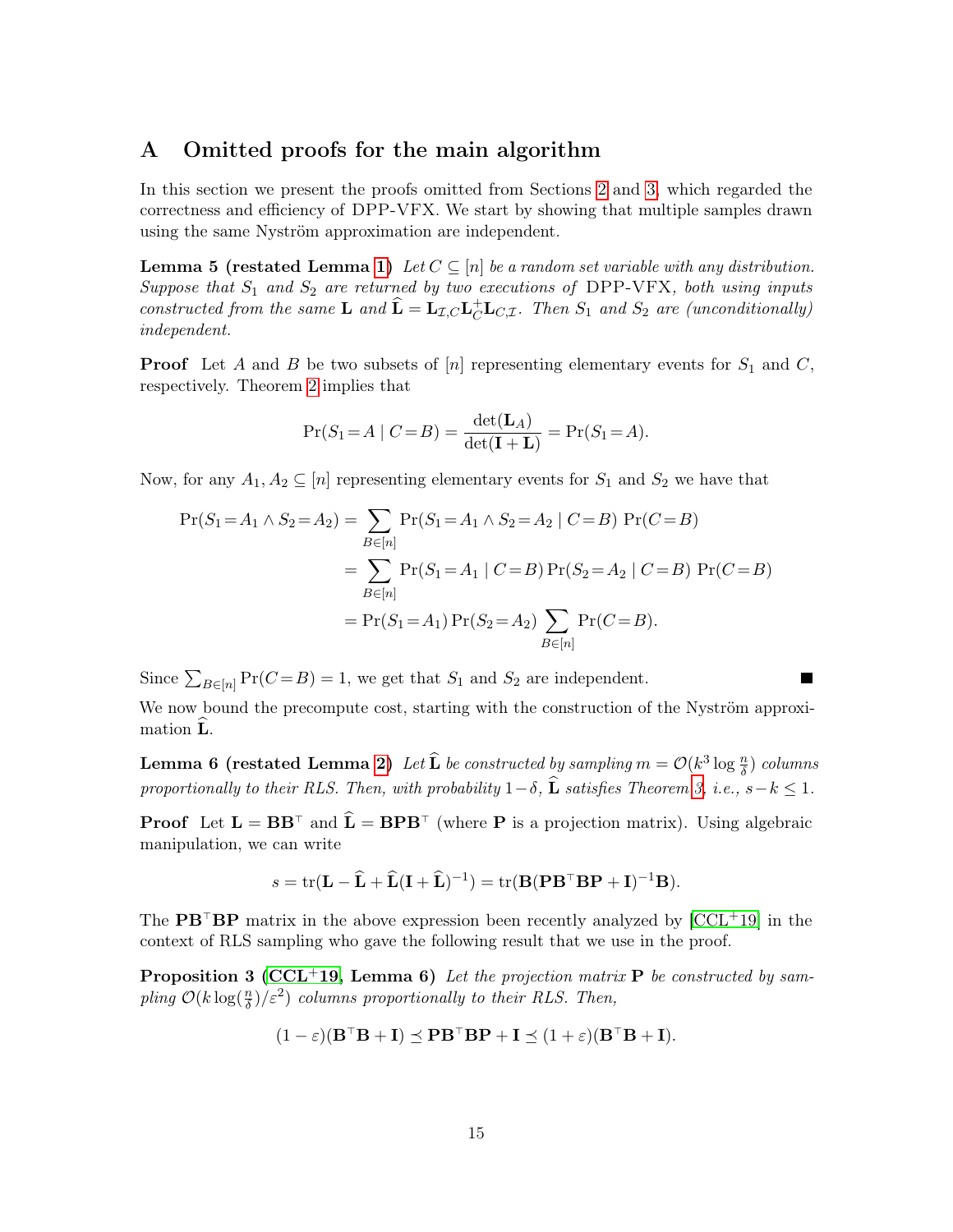# A Omitted proofs for the main algorithm

In this section we present the proofs omitted from Sections 2 and 3, which regarded the correctness and efficiency of DPP-VFX. We start by showing that multiple samples drawn using the same Nyström approximation are independent.

**Lemma 5 (restated Lemma 1)** *Let $C \subseteq [n]$ be a random set variable with any distribution. Suppose that $S_1$ and $S_2$ are returned by two executions of* DPP-VFX*, both using inputs constructed from the same $\mathbf{L}$ and $\widehat{\mathbf{L}} = \mathbf{L}_{\mathcal{I},C}\mathbf{L}_C^{+}\mathbf{L}_{C,\mathcal{I}}$. Then $S_1$ and $S_2$ are (unconditionally) independent.*

**Proof** Let $A$ and $B$ be two subsets of $[n]$ representing elementary events for $S_1$ and $C$, respectively. Theorem 2 implies that

$$\Pr(S_1 = A \mid C = B) = \frac{\det(\mathbf{L}_A)}{\det(\mathbf{I} + \mathbf{L})} = \Pr(S_1 = A).$$

Now, for any $A_1, A_2 \subseteq [n]$ representing elementary events for $S_1$ and $S_2$ we have that

$$\begin{aligned}
\Pr(S_1 = A_1 \wedge S_2 = A_2) &= \sum_{B \in [n]} \Pr(S_1 = A_1 \wedge S_2 = A_2 \mid C = B)\ \Pr(C = B) \\
&= \sum_{B \in [n]} \Pr(S_1 = A_1 \mid C = B) \Pr(S_2 = A_2 \mid C = B)\ \Pr(C = B) \\
&= \Pr(S_1 = A_1) \Pr(S_2 = A_2) \sum_{B \in [n]} \Pr(C = B).
\end{aligned}$$

Since $\sum_{B \in [n]} \Pr(C = B) = 1$, we get that $S_1$ and $S_2$ are independent. ■

We now bound the precompute cost, starting with the construction of the Nyström approximation $\widehat{\mathbf{L}}$.

**Lemma 6 (restated Lemma 2)** *Let $\widehat{\mathbf{L}}$ be constructed by sampling $m = \mathcal{O}(k^3 \log \frac{n}{\delta})$ columns proportionally to their RLS. Then, with probability $1 - \delta$, $\widehat{\mathbf{L}}$ satisfies Theorem 3, i.e., $s - k \leq 1$.*

**Proof** Let $\mathbf{L} = \mathbf{B}\mathbf{B}^\top$ and $\widehat{\mathbf{L}} = \mathbf{B}\mathbf{P}\mathbf{B}^\top$ (where $\mathbf{P}$ is a projection matrix). Using algebraic manipulation, we can write

$$s = \mathrm{tr}(\mathbf{L} - \widehat{\mathbf{L}} + \widehat{\mathbf{L}}(\mathbf{I} + \widehat{\mathbf{L}})^{-1}) = \mathrm{tr}(\mathbf{B}(\mathbf{P}\mathbf{B}^\top\mathbf{B}\mathbf{P} + \mathbf{I})^{-1}\mathbf{B}).$$

The $\mathbf{P}\mathbf{B}^\top\mathbf{B}\mathbf{P}$ matrix in the above expression been recently analyzed by [CCL+19] in the context of RLS sampling who gave the following result that we use in the proof.

**Proposition 3 ([CCL+19], Lemma 6)** *Let the projection matrix $\mathbf{P}$ be constructed by sampling $\mathcal{O}(k \log(\frac{n}{\delta})/\varepsilon^2)$ columns proportionally to their RLS. Then,*

$$(1 - \varepsilon)(\mathbf{B}^\top\mathbf{B} + \mathbf{I}) \preceq \mathbf{P}\mathbf{B}^\top\mathbf{B}\mathbf{P} + \mathbf{I} \preceq (1 + \varepsilon)(\mathbf{B}^\top\mathbf{B} + \mathbf{I}).$$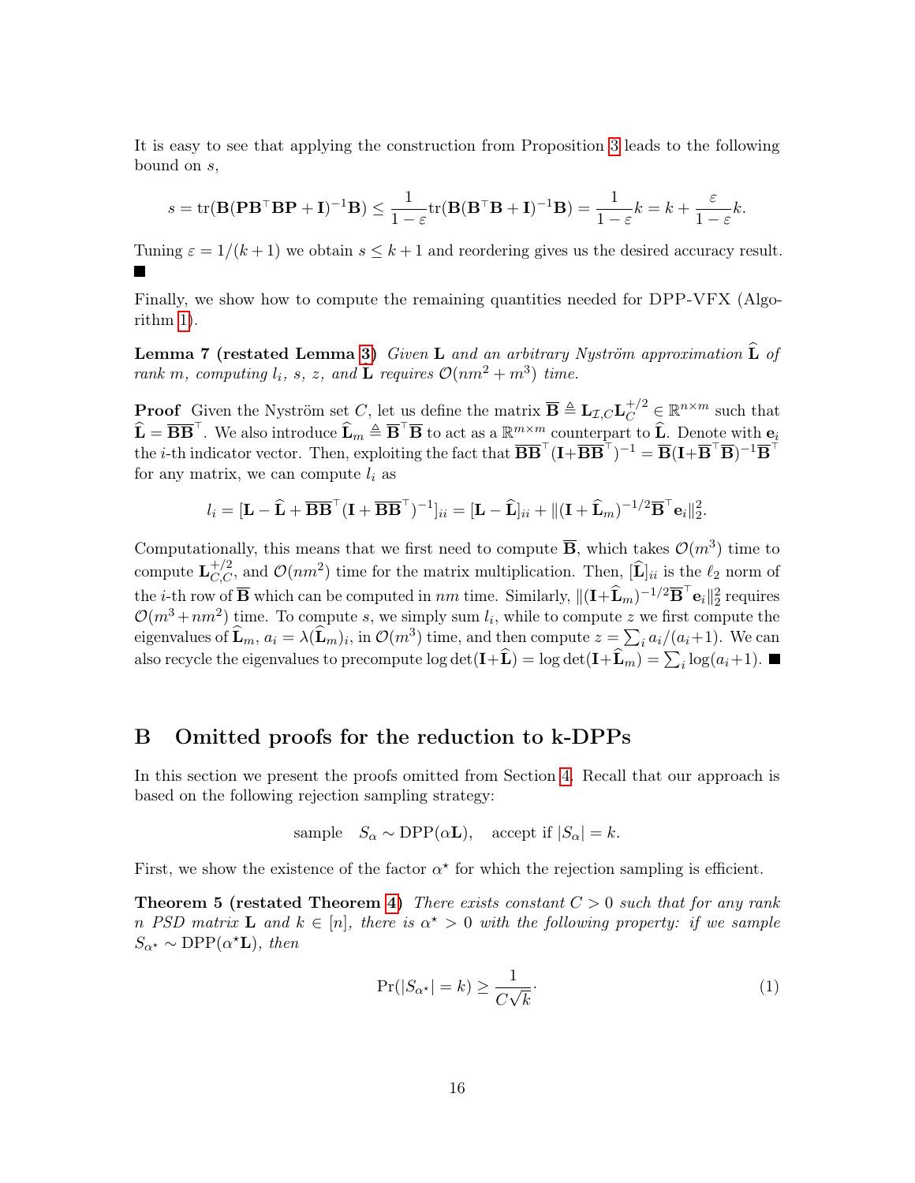It is easy to see that applying the construction from Proposition 3 leads to the following bound on $s$,

$$s = \operatorname{tr}(\mathbf{B}(\mathbf{P}\mathbf{B}^\top\mathbf{B}\mathbf{P} + \mathbf{I})^{-1}\mathbf{B}) \leq \frac{1}{1-\varepsilon}\operatorname{tr}(\mathbf{B}(\mathbf{B}^\top\mathbf{B} + \mathbf{I})^{-1}\mathbf{B}) = \frac{1}{1-\varepsilon}k = k + \frac{\varepsilon}{1-\varepsilon}k.$$

Tuning $\varepsilon = 1/(k+1)$ we obtain $s \leq k+1$ and reordering gives us the desired accuracy result. ■

Finally, we show how to compute the remaining quantities needed for DPP-VFX (Algorithm 1).

**Lemma 7 (restated Lemma 3)** *Given $\mathbf{L}$ and an arbitrary Nyström approximation $\widehat{\mathbf{L}}$ of rank $m$, computing $l_i$, $s$, $z$, and $\widehat{\mathbf{L}}$ requires $\mathcal{O}(nm^2 + m^3)$ time.*

**Proof** Given the Nyström set $C$, let us define the matrix $\overline{\mathbf{B}} \triangleq \mathbf{L}_{\mathcal{I},C}\mathbf{L}_C^{+/2} \in \mathbb{R}^{n\times m}$ such that $\widehat{\mathbf{L}} = \overline{\mathbf{B}}\overline{\mathbf{B}}^\top$. We also introduce $\widehat{\mathbf{L}}_m \triangleq \overline{\mathbf{B}}^\top\overline{\mathbf{B}}$ to act as a $\mathbb{R}^{m\times m}$ counterpart to $\widehat{\mathbf{L}}$. Denote with $\mathbf{e}_i$ the $i$-th indicator vector. Then, exploiting the fact that $\overline{\mathbf{B}}\overline{\mathbf{B}}^\top(\mathbf{I}+\overline{\mathbf{B}}\overline{\mathbf{B}}^\top)^{-1} = \overline{\mathbf{B}}(\mathbf{I}+\overline{\mathbf{B}}^\top\overline{\mathbf{B}})^{-1}\overline{\mathbf{B}}^\top$ for any matrix, we can compute $l_i$ as

$$l_i = [\mathbf{L} - \widehat{\mathbf{L}} + \overline{\mathbf{B}}\overline{\mathbf{B}}^\top(\mathbf{I} + \overline{\mathbf{B}}\overline{\mathbf{B}}^\top)^{-1}]_{ii} = [\mathbf{L} - \widehat{\mathbf{L}}]_{ii} + \|(\mathbf{I} + \widehat{\mathbf{L}}_m)^{-1/2}\overline{\mathbf{B}}^\top\mathbf{e}_i\|_2^2.$$

Computationally, this means that we first need to compute $\overline{\mathbf{B}}$, which takes $\mathcal{O}(m^3)$ time to compute $\mathbf{L}_{C,C}^{+/2}$, and $\mathcal{O}(nm^2)$ time for the matrix multiplication. Then, $[\widehat{\mathbf{L}}]_{ii}$ is the $\ell_2$ norm of the $i$-th row of $\overline{\mathbf{B}}$ which can be computed in $nm$ time. Similarly, $\|(\mathbf{I}+\widehat{\mathbf{L}}_m)^{-1/2}\overline{\mathbf{B}}^\top\mathbf{e}_i\|_2^2$ requires $\mathcal{O}(m^3+nm^2)$ time. To compute $s$, we simply sum $l_i$, while to compute $z$ we first compute the eigenvalues of $\widehat{\mathbf{L}}_m$, $a_i = \lambda(\widehat{\mathbf{L}}_m)_i$, in $\mathcal{O}(m^3)$ time, and then compute $z = \sum_i a_i/(a_i+1)$. We can also recycle the eigenvalues to precompute $\log\det(\mathbf{I}+\widehat{\mathbf{L}}) = \log\det(\mathbf{I}+\widehat{\mathbf{L}}_m) = \sum_i \log(a_i+1)$. ■

# B Omitted proofs for the reduction to k-DPPs

In this section we present the proofs omitted from Section 4. Recall that our approach is based on the following rejection sampling strategy:

$$\text{sample} \quad S_\alpha \sim \mathrm{DPP}(\alpha\mathbf{L}), \quad \text{accept if } |S_\alpha| = k.$$

First, we show the existence of the factor $\alpha^\star$ for which the rejection sampling is efficient.

**Theorem 5 (restated Theorem 4)** *There exists constant $C > 0$ such that for any rank $n$ PSD matrix $\mathbf{L}$ and $k \in [n]$, there is $\alpha^\star > 0$ with the following property: if we sample $S_{\alpha^\star} \sim \mathrm{DPP}(\alpha^\star\mathbf{L})$, then*

$$\Pr(|S_{\alpha^\star}| = k) \geq \frac{1}{C\sqrt{k}}. \tag{1}$$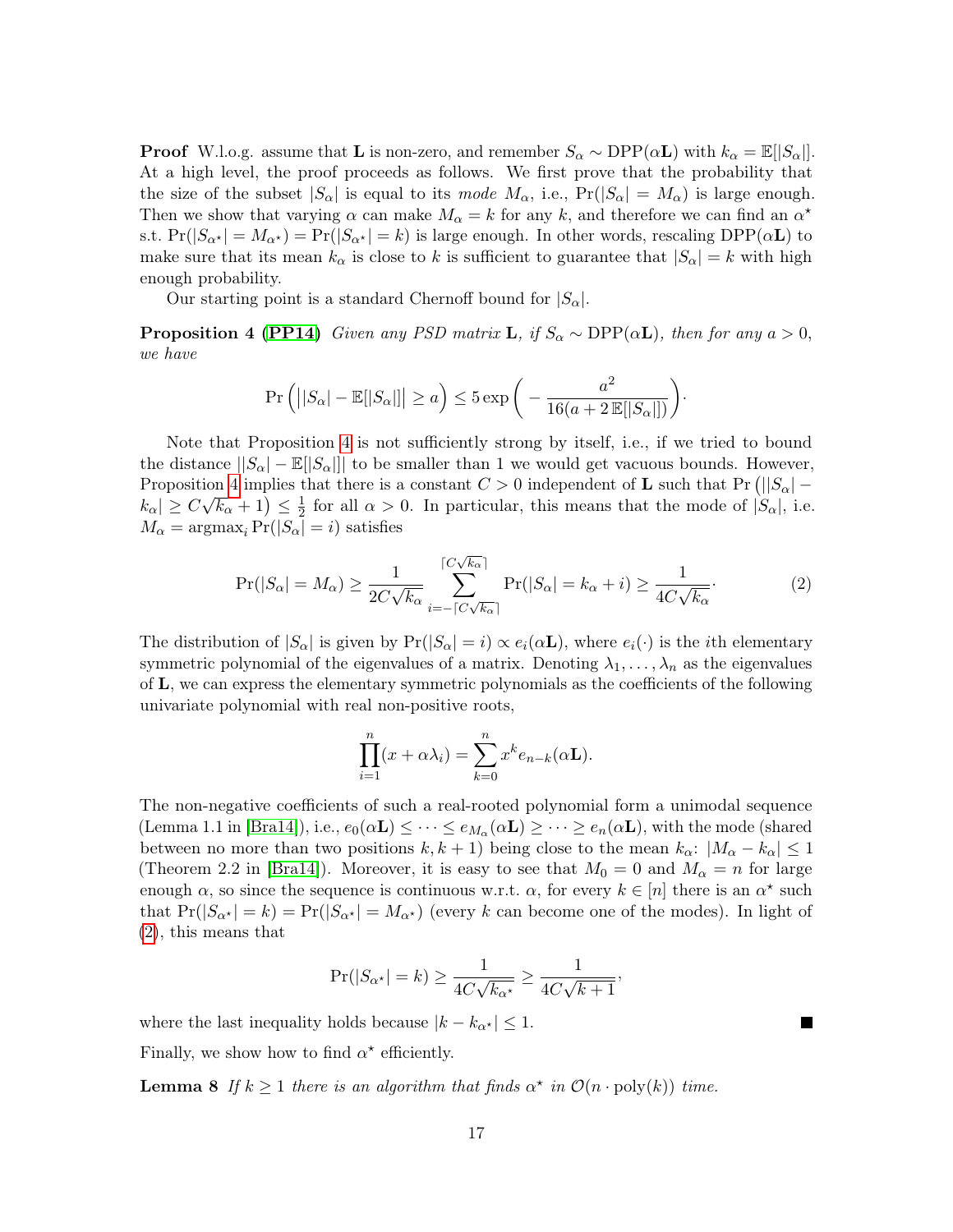**Proof** W.l.o.g. assume that $\mathbf{L}$ is non-zero, and remember $S_\alpha \sim \mathrm{DPP}(\alpha\mathbf{L})$ with $k_\alpha = \mathbb{E}[|S_\alpha|]$. At a high level, the proof proceeds as follows. We first prove that the probability that the size of the subset $|S_\alpha|$ is equal to its *mode* $M_\alpha$, i.e., $\Pr(|S_\alpha| = M_\alpha)$ is large enough. Then we show that varying $\alpha$ can make $M_\alpha = k$ for any $k$, and therefore we can find an $\alpha^\star$ s.t. $\Pr(|S_{\alpha^\star}| = M_{\alpha^\star}) = \Pr(|S_{\alpha^\star}| = k)$ is large enough. In other words, rescaling $\mathrm{DPP}(\alpha\mathbf{L})$ to make sure that its mean $k_\alpha$ is close to $k$ is sufficient to guarantee that $|S_\alpha| = k$ with high enough probability.

Our starting point is a standard Chernoff bound for $|S_\alpha|$.

**Proposition 4 (PP14)** *Given any PSD matrix $\mathbf{L}$, if $S_\alpha \sim \mathrm{DPP}(\alpha\mathbf{L})$, then for any $a > 0$, we have*

$$\Pr\Big(\big||S_\alpha| - \mathbb{E}[|S_\alpha|]\big| \geq a\Big) \leq 5\exp\bigg(-\frac{a^2}{16(a + 2\,\mathbb{E}[|S_\alpha|])}\bigg).$$

Note that Proposition 4 is not sufficiently strong by itself, i.e., if we tried to bound the distance $||S_\alpha| - \mathbb{E}[|S_\alpha|]|$ to be smaller than 1 we would get vacuous bounds. However, Proposition 4 implies that there is a constant $C > 0$ independent of $\mathbf{L}$ such that $\Pr\big(||S_\alpha| - k_\alpha| \geq C\sqrt{k_\alpha + 1}\big) \leq \frac{1}{2}$ for all $\alpha > 0$. In particular, this means that the mode of $|S_\alpha|$, i.e. $M_\alpha = \mathrm{argmax}_i \Pr(|S_\alpha| = i)$ satisfies

$$\Pr(|S_\alpha| = M_\alpha) \geq \frac{1}{2C\sqrt{k_\alpha}} \sum_{i=-\lceil C\sqrt{k_\alpha}\rceil}^{\lceil C\sqrt{k_\alpha}\rceil} \Pr(|S_\alpha| = k_\alpha + i) \geq \frac{1}{4C\sqrt{k_\alpha}}. \tag{2}$$

The distribution of $|S_\alpha|$ is given by $\Pr(|S_\alpha| = i) \propto e_i(\alpha\mathbf{L})$, where $e_i(\cdot)$ is the $i$th elementary symmetric polynomial of the eigenvalues of a matrix. Denoting $\lambda_1, \dots, \lambda_n$ as the eigenvalues of $\mathbf{L}$, we can express the elementary symmetric polynomials as the coefficients of the following univariate polynomial with real non-positive roots,

$$\prod_{i=1}^{n}(x + \alpha\lambda_i) = \sum_{k=0}^{n} x^k e_{n-k}(\alpha\mathbf{L}).$$

The non-negative coefficients of such a real-rooted polynomial form a unimodal sequence (Lemma 1.1 in [Bra14]), i.e., $e_0(\alpha\mathbf{L}) \leq \dots \leq e_{M_\alpha}(\alpha\mathbf{L}) \geq \dots \geq e_n(\alpha\mathbf{L})$, with the mode (shared between no more than two positions $k, k+1$) being close to the mean $k_\alpha$: $|M_\alpha - k_\alpha| \leq 1$ (Theorem 2.2 in [Bra14]). Moreover, it is easy to see that $M_0 = 0$ and $M_\alpha = n$ for large enough $\alpha$, so since the sequence is continuous w.r.t. $\alpha$, for every $k \in [n]$ there is an $\alpha^\star$ such that $\Pr(|S_{\alpha^\star}| = k) = \Pr(|S_{\alpha^\star}| = M_{\alpha^\star})$ (every $k$ can become one of the modes). In light of (2), this means that

$$\Pr(|S_{\alpha^\star}| = k) \geq \frac{1}{4C\sqrt{k_{\alpha^\star}}} \geq \frac{1}{4C\sqrt{k+1}},$$

where the last inequality holds because $|k - k_{\alpha^\star}| \leq 1$. ∎

Finally, we show how to find $\alpha^\star$ efficiently.

**Lemma 8** *If $k \geq 1$ there is an algorithm that finds $\alpha^\star$ in $\mathcal{O}(n \cdot \mathrm{poly}(k))$ time.*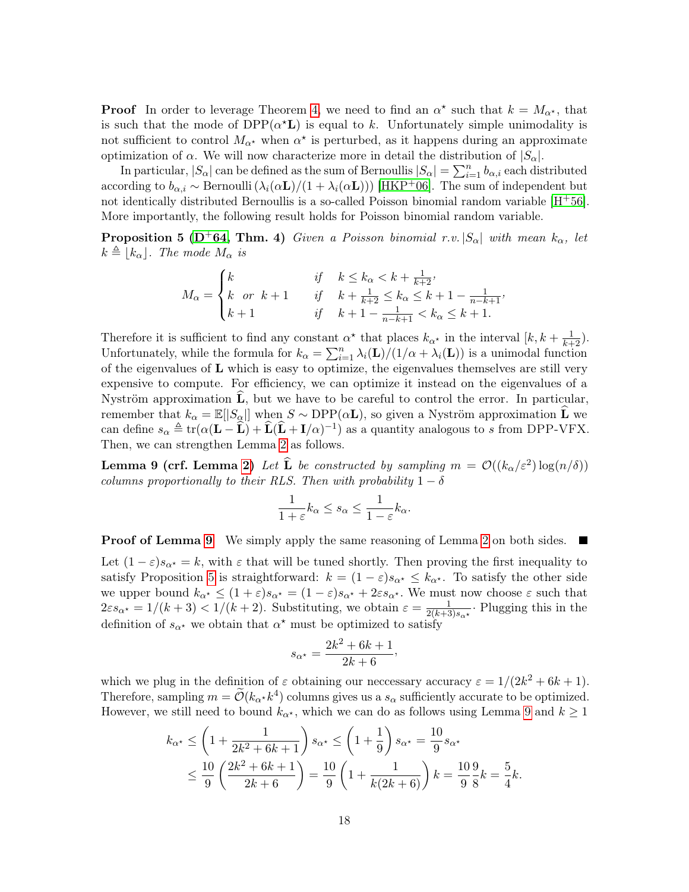**Proof** In order to leverage Theorem 4, we need to find an $\alpha^\star$ such that $k = M_{\alpha^\star}$, that is such that the mode of DPP($\alpha^\star\mathbf{L}$) is equal to $k$. Unfortunately simple unimodality is not sufficient to control $M_{\alpha^\star}$ when $\alpha^\star$ is perturbed, as it happens during an approximate optimization of $\alpha$. We will now characterize more in detail the distribution of $|S_\alpha|$.

In particular, $|S_\alpha|$ can be defined as the sum of Bernoullis $|S_\alpha| = \sum_{i=1}^n b_{\alpha,i}$ each distributed according to $b_{\alpha,i} \sim \text{Bernoulli}\left(\lambda_i(\alpha\mathbf{L})/(1+\lambda_i(\alpha\mathbf{L}))\right)$ [HKP+06]. The sum of independent but not identically distributed Bernoullis is a so-called Poisson binomial random variable [H+56]. More importantly, the following result holds for Poisson binomial random variable.

**Proposition 5 ([D+64], Thm. 4)** *Given a Poisson binomial r.v. $|S_\alpha|$ with mean $k_\alpha$, let $k \triangleq \lfloor k_\alpha \rfloor$. The mode $M_\alpha$ is*

$$M_\alpha = \begin{cases} k & \text{if} \quad k \leq k_\alpha < k + \frac{1}{k+2}, \\ k \ \text{ or } \ k+1 & \text{if} \quad k + \frac{1}{k+2} \leq k_\alpha \leq k + 1 - \frac{1}{n-k+1}, \\ k+1 & \text{if} \quad k + 1 - \frac{1}{n-k+1} < k_\alpha \leq k+1. \end{cases}$$

Therefore it is sufficient to find any constant $\alpha^\star$ that places $k_{\alpha^\star}$ in the interval $[k, k + \frac{1}{k+2})$. Unfortunately, while the formula for $k_\alpha = \sum_{i=1}^n \lambda_i(\mathbf{L})/(1/\alpha + \lambda_i(\mathbf{L}))$ is a unimodal function of the eigenvalues of $\mathbf{L}$ which is easy to optimize, the eigenvalues themselves are still very expensive to compute. For efficiency, we can optimize it instead on the eigenvalues of a Nyström approximation $\widehat{\mathbf{L}}$, but we have to be careful to control the error. In particular, remember that $k_\alpha = \mathbb{E}[|S_\alpha|]$ when $S \sim \text{DPP}(\alpha\mathbf{L})$, so given a Nyström approximation $\widehat{\mathbf{L}}$ we can define $s_\alpha \triangleq \text{tr}(\alpha(\mathbf{L} - \widehat{\mathbf{L}}) + \widehat{\mathbf{L}}(\widehat{\mathbf{L}} + \mathbf{I}/\alpha)^{-1})$ as a quantity analogous to $s$ from DPP-VFX. Then, we can strengthen Lemma 2 as follows.

**Lemma 9 (crf. Lemma 2)** *Let $\widehat{\mathbf{L}}$ be constructed by sampling $m = \mathcal{O}((k_\alpha/\varepsilon^2)\log(n/\delta))$ columns proportionally to their RLS. Then with probability $1 - \delta$*

$$\frac{1}{1+\varepsilon}k_\alpha \leq s_\alpha \leq \frac{1}{1-\varepsilon}k_\alpha.$$

**Proof of Lemma 9** We simply apply the same reasoning of Lemma 2 on both sides. ■

Let $(1-\varepsilon)s_{\alpha^\star} = k$, with $\varepsilon$ that will be tuned shortly. Then proving the first inequality to satisfy Proposition 5 is straightforward: $k = (1-\varepsilon)s_{\alpha^\star} \leq k_{\alpha^\star}$. To satisfy the other side we upper bound $k_{\alpha^\star} \leq (1+\varepsilon)s_{\alpha^\star} = (1-\varepsilon)s_{\alpha^\star} + 2\varepsilon s_{\alpha^\star}$. We must now choose $\varepsilon$ such that $2\varepsilon s_{\alpha^\star} = 1/(k+3) < 1/(k+2)$. Substituting, we obtain $\varepsilon = \frac{1}{2(k+3)s_{\alpha^\star}}$. Plugging this in the definition of $s_{\alpha^\star}$ we obtain that $\alpha^\star$ must be optimized to satisfy

$$s_{\alpha^\star} = \frac{2k^2 + 6k + 1}{2k + 6},$$

which we plug in the definition of $\varepsilon$ obtaining our neccessary accuracy $\varepsilon = 1/(2k^2 + 6k + 1)$. Therefore, sampling $m = \widetilde{\mathcal{O}}(k_{\alpha^\star}k^4)$ columns gives us a $s_\alpha$ sufficiently accurate to be optimized. However, we still need to bound $k_{\alpha^\star}$, which we can do as follows using Lemma 9 and $k \geq 1$

$$\begin{aligned} k_{\alpha^\star} &\leq \left(1 + \frac{1}{2k^2 + 6k + 1}\right) s_{\alpha^\star} \leq \left(1 + \frac{1}{9}\right) s_{\alpha^\star} = \frac{10}{9} s_{\alpha^\star} \\ &\leq \frac{10}{9}\left(\frac{2k^2 + 6k + 1}{2k + 6}\right) = \frac{10}{9}\left(1 + \frac{1}{k(2k+6)}\right) k = \frac{10}{9}\frac{9}{8}k = \frac{5}{4}k. \end{aligned}$$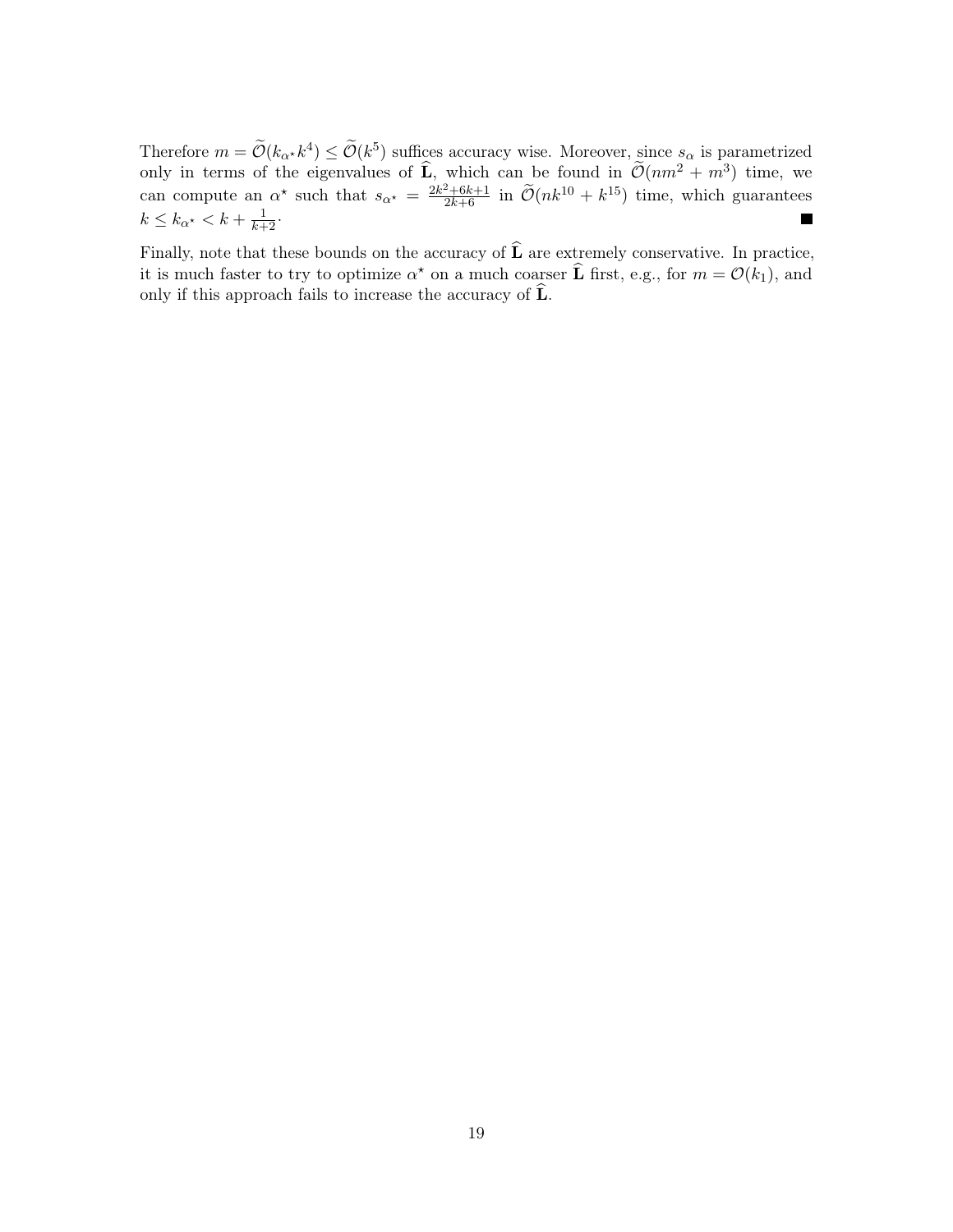Therefore $m = \widetilde{\mathcal{O}}(k_{\alpha^\star} k^4) \leq \widetilde{\mathcal{O}}(k^5)$ suffices accuracy wise. Moreover, since $s_\alpha$ is parametrized only in terms of the eigenvalues of $\widehat{\mathbf{L}}$, which can be found in $\widetilde{\mathcal{O}}(nm^2 + m^3)$ time, we can compute an $\alpha^\star$ such that $s_{\alpha^\star} = \frac{2k^2+6k+1}{2k+6}$ in $\widetilde{\mathcal{O}}(nk^{10} + k^{15})$ time, which guarantees $k \leq k_{\alpha^\star} < k + \frac{1}{k+2}$. ∎

Finally, note that these bounds on the accuracy of $\widehat{\mathbf{L}}$ are extremely conservative. In practice, it is much faster to try to optimize $\alpha^\star$ on a much coarser $\widehat{\mathbf{L}}$ first, e.g., for $m = \mathcal{O}(k_1)$, and only if this approach fails to increase the accuracy of $\widehat{\mathbf{L}}$.